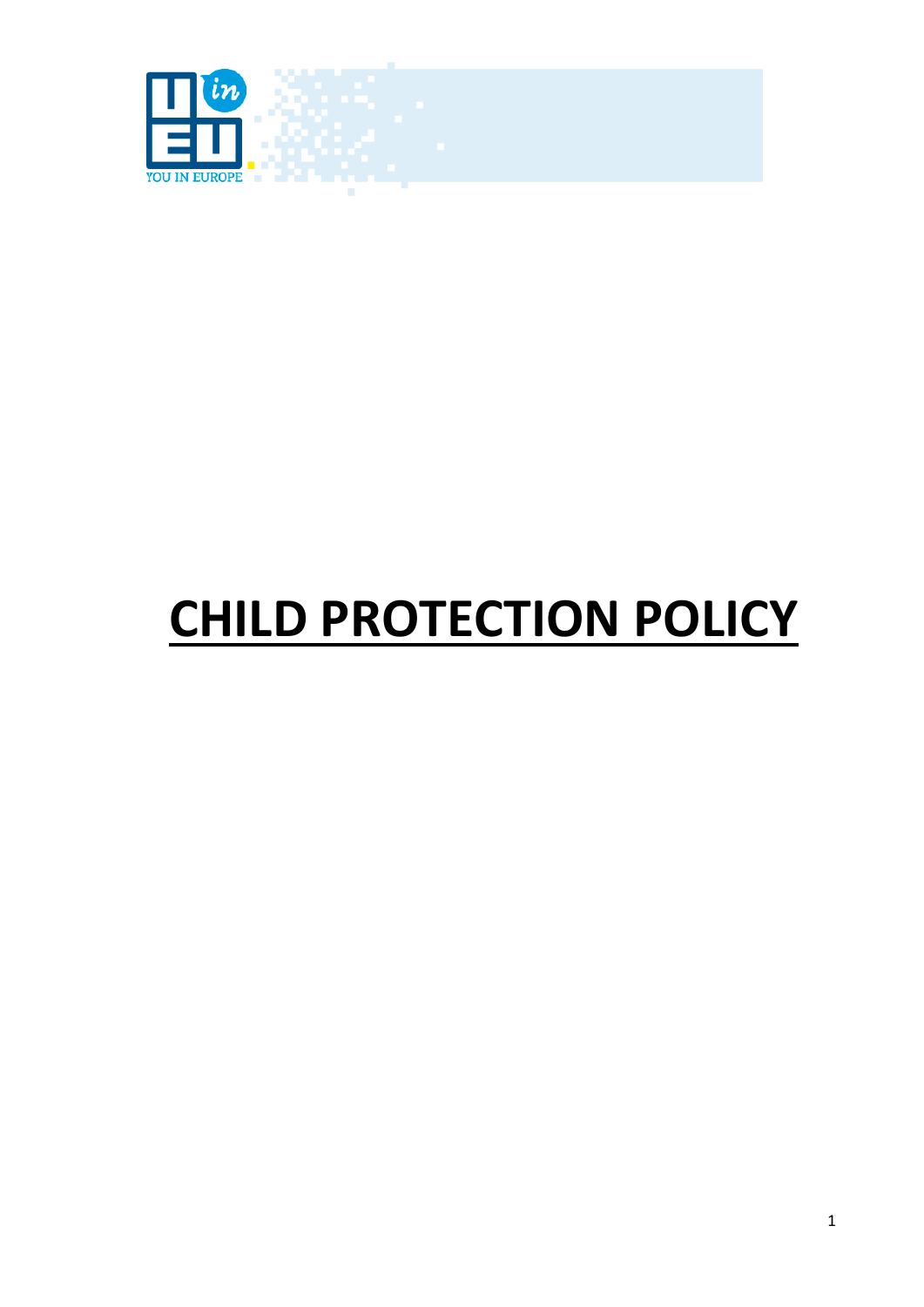YOU IN EUROPE

# CHILD PROTECTION POLICY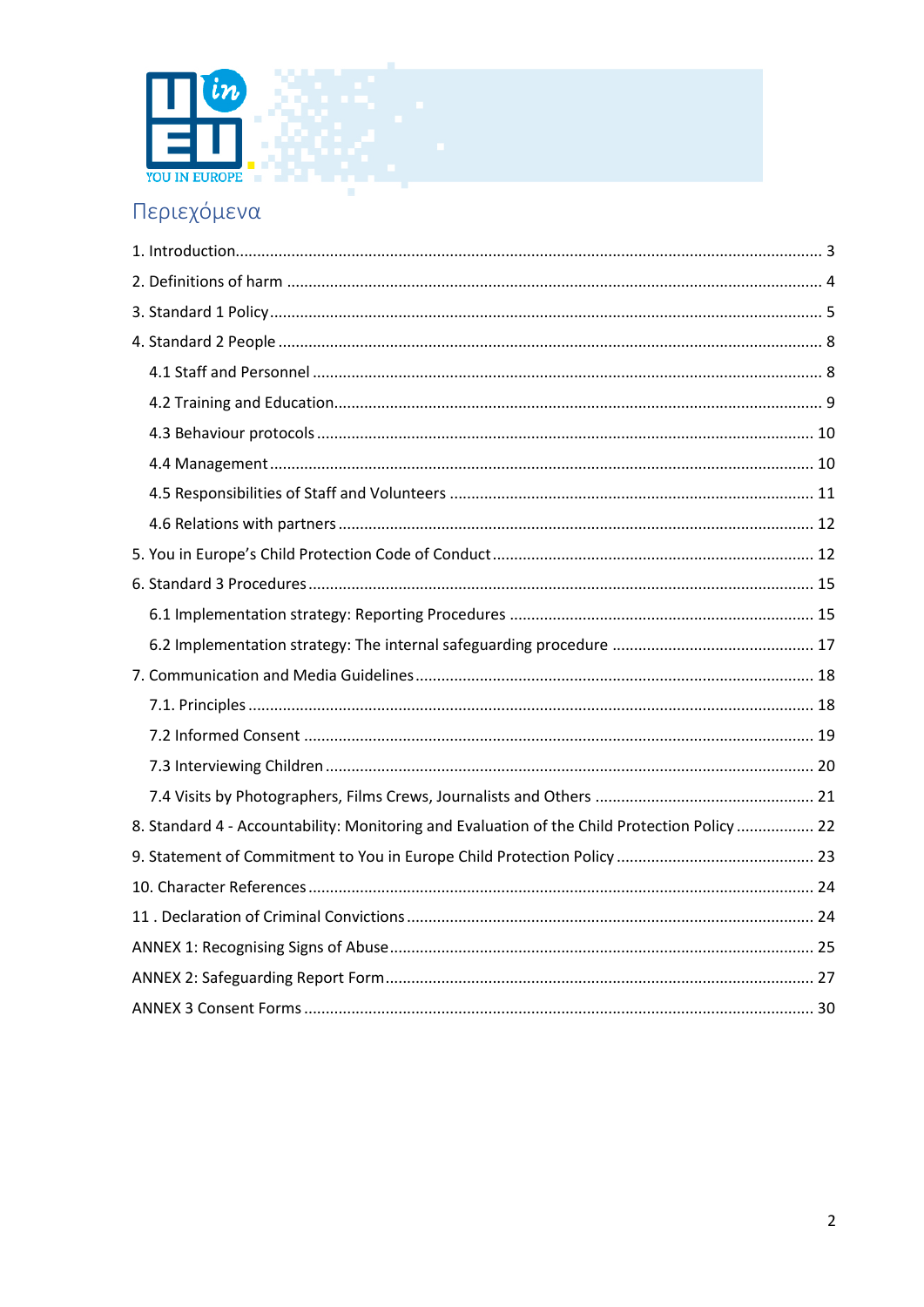# Περιεχόμενα

1. Introduction ...................................................................................................................... 3
2. Definitions of harm ........................................................................................................ 4
3. Standard 1 Policy ............................................................................................................ 5
4. Standard 2 People ........................................................................................................... 8
   - 4.1 Staff and Personnel ................................................................................................ 8
   - 4.2 Training and Education........................................................................................... 9
   - 4.3 Behaviour protocols .............................................................................................. 10
   - 4.4 Management .......................................................................................................... 10
   - 4.5 Responsibilities of Staff and Volunteers ............................................................... 11
   - 4.6 Relations with partners ......................................................................................... 12
5. You in Europe's Child Protection Code of Conduct ....................................................... 12
6. Standard 3 Procedures ................................................................................................. 15
   - 6.1 Implementation strategy: Reporting Procedures .................................................. 15
   - 6.2 Implementation strategy: The internal safeguarding procedure ........................... 17
7. Communication and Media Guidelines ......................................................................... 18
   - 7.1. Principles .............................................................................................................. 18
   - 7.2 Informed Consent .................................................................................................. 19
   - 7.3 Interviewing Children ............................................................................................ 20
   - 7.4 Visits by Photographers, Films Crews, Journalists and Others ............................... 21
8. Standard 4 - Accountability: Monitoring and Evaluation of the Child Protection Policy .................. 22
9. Statement of Commitment to You in Europe Child Protection Policy ............................. 23
10. Character References .................................................................................................. 24
11 . Declaration of Criminal Convictions ........................................................................... 24

ANNEX 1: Recognising Signs of Abuse ............................................................................... 25

ANNEX 2: Safeguarding Report Form ................................................................................. 27

ANNEX 3 Consent Forms .................................................................................................... 30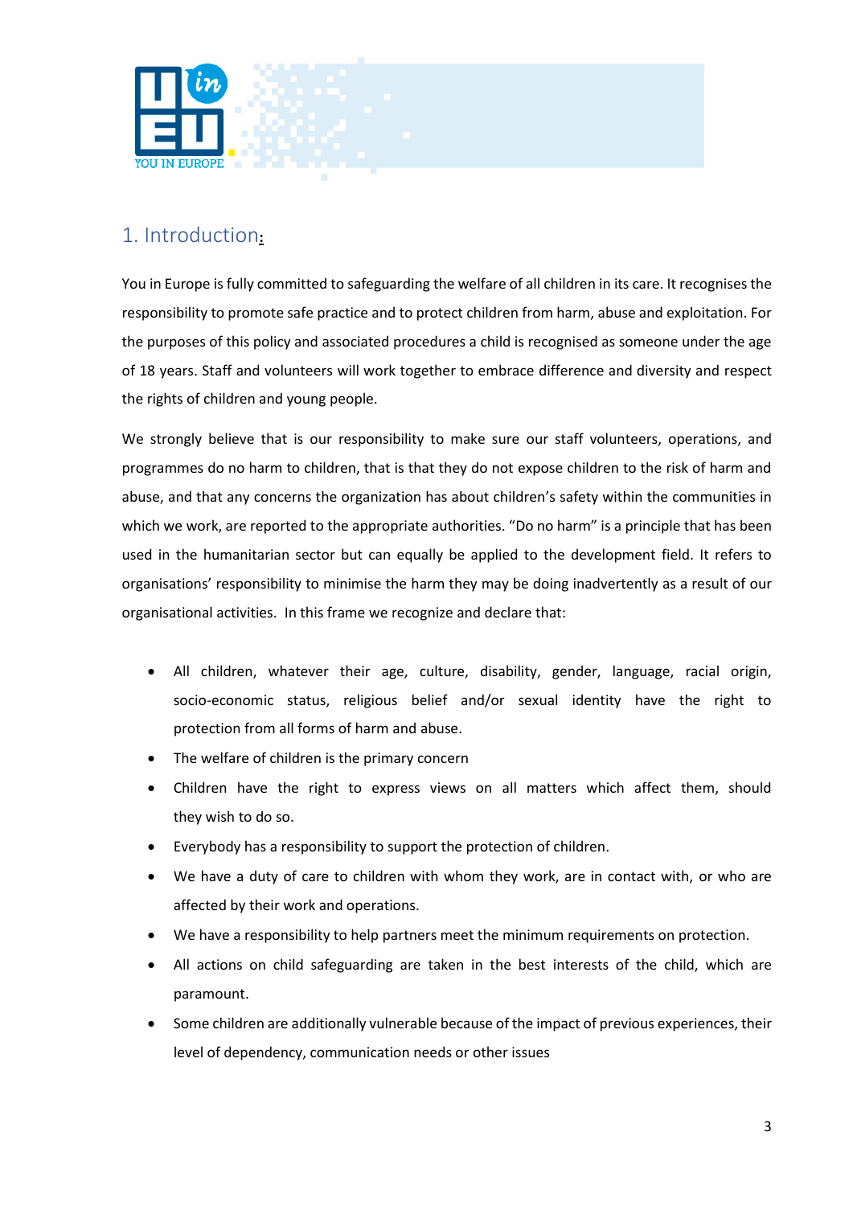## 1. Introduction:

You in Europe is fully committed to safeguarding the welfare of all children in its care. It recognises the responsibility to promote safe practice and to protect children from harm, abuse and exploitation. For the purposes of this policy and associated procedures a child is recognised as someone under the age of 18 years. Staff and volunteers will work together to embrace difference and diversity and respect the rights of children and young people.

We strongly believe that is our responsibility to make sure our staff volunteers, operations, and programmes do no harm to children, that is that they do not expose children to the risk of harm and abuse, and that any concerns the organization has about children's safety within the communities in which we work, are reported to the appropriate authorities. "Do no harm" is a principle that has been used in the humanitarian sector but can equally be applied to the development field. It refers to organisations' responsibility to minimise the harm they may be doing inadvertently as a result of our organisational activities. In this frame we recognize and declare that:

- All children, whatever their age, culture, disability, gender, language, racial origin, socio-economic status, religious belief and/or sexual identity have the right to protection from all forms of harm and abuse.
- The welfare of children is the primary concern
- Children have the right to express views on all matters which affect them, should they wish to do so.
- Everybody has a responsibility to support the protection of children.
- We have a duty of care to children with whom they work, are in contact with, or who are affected by their work and operations.
- We have a responsibility to help partners meet the minimum requirements on protection.
- All actions on child safeguarding are taken in the best interests of the child, which are paramount.
- Some children are additionally vulnerable because of the impact of previous experiences, their level of dependency, communication needs or other issues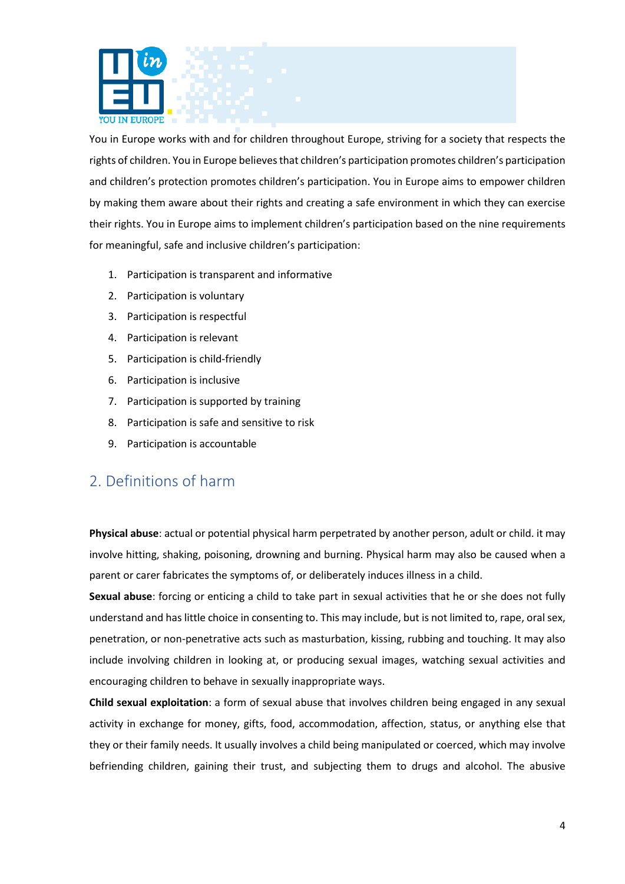You in Europe works with and for children throughout Europe, striving for a society that respects the rights of children. You in Europe believes that children's participation promotes children's participation and children's protection promotes children's participation. You in Europe aims to empower children by making them aware about their rights and creating a safe environment in which they can exercise their rights. You in Europe aims to implement children's participation based on the nine requirements for meaningful, safe and inclusive children's participation:

1. Participation is transparent and informative
2. Participation is voluntary
3. Participation is respectful
4. Participation is relevant
5. Participation is child-friendly
6. Participation is inclusive
7. Participation is supported by training
8. Participation is safe and sensitive to risk
9. Participation is accountable

## 2. Definitions of harm

**Physical abuse**: actual or potential physical harm perpetrated by another person, adult or child. it may involve hitting, shaking, poisoning, drowning and burning. Physical harm may also be caused when a parent or carer fabricates the symptoms of, or deliberately induces illness in a child.

**Sexual abuse**: forcing or enticing a child to take part in sexual activities that he or she does not fully understand and has little choice in consenting to. This may include, but is not limited to, rape, oral sex, penetration, or non-penetrative acts such as masturbation, kissing, rubbing and touching. It may also include involving children in looking at, or producing sexual images, watching sexual activities and encouraging children to behave in sexually inappropriate ways.

**Child sexual exploitation**: a form of sexual abuse that involves children being engaged in any sexual activity in exchange for money, gifts, food, accommodation, affection, status, or anything else that they or their family needs. It usually involves a child being manipulated or coerced, which may involve befriending children, gaining their trust, and subjecting them to drugs and alcohol. The abusive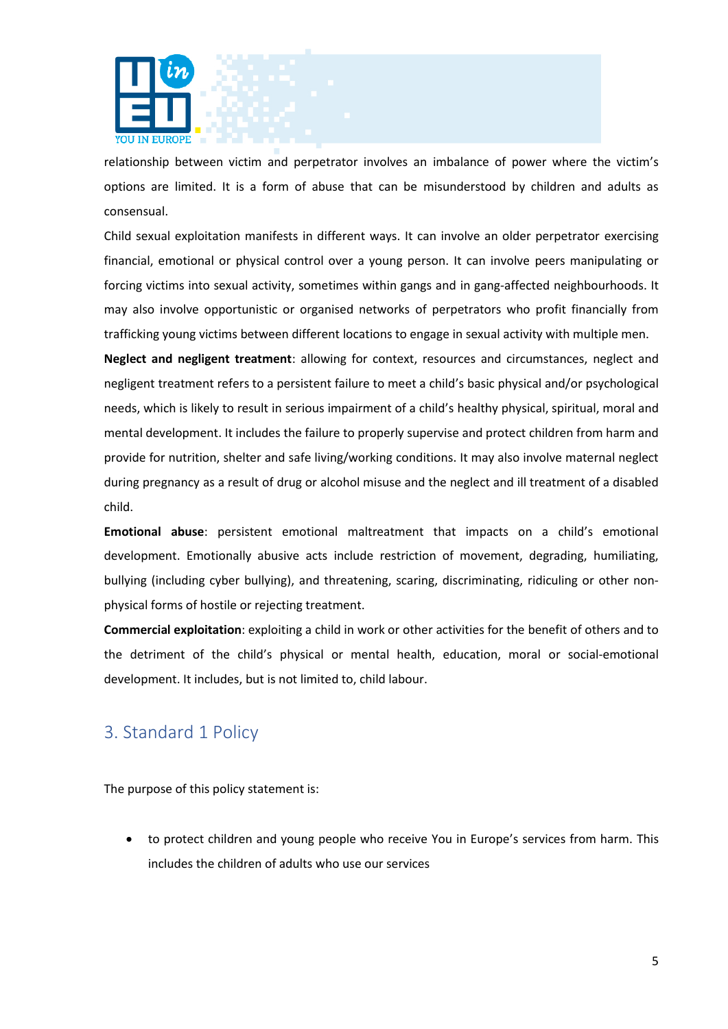relationship between victim and perpetrator involves an imbalance of power where the victim's options are limited. It is a form of abuse that can be misunderstood by children and adults as consensual.

Child sexual exploitation manifests in different ways. It can involve an older perpetrator exercising financial, emotional or physical control over a young person. It can involve peers manipulating or forcing victims into sexual activity, sometimes within gangs and in gang-affected neighbourhoods. It may also involve opportunistic or organised networks of perpetrators who profit financially from trafficking young victims between different locations to engage in sexual activity with multiple men.

**Neglect and negligent treatment**: allowing for context, resources and circumstances, neglect and negligent treatment refers to a persistent failure to meet a child's basic physical and/or psychological needs, which is likely to result in serious impairment of a child's healthy physical, spiritual, moral and mental development. It includes the failure to properly supervise and protect children from harm and provide for nutrition, shelter and safe living/working conditions. It may also involve maternal neglect during pregnancy as a result of drug or alcohol misuse and the neglect and ill treatment of a disabled child.

**Emotional abuse**: persistent emotional maltreatment that impacts on a child's emotional development. Emotionally abusive acts include restriction of movement, degrading, humiliating, bullying (including cyber bullying), and threatening, scaring, discriminating, ridiculing or other non-physical forms of hostile or rejecting treatment.

**Commercial exploitation**: exploiting a child in work or other activities for the benefit of others and to the detriment of the child's physical or mental health, education, moral or social-emotional development. It includes, but is not limited to, child labour.

## 3. Standard 1 Policy

The purpose of this policy statement is:

- to protect children and young people who receive You in Europe's services from harm. This includes the children of adults who use our services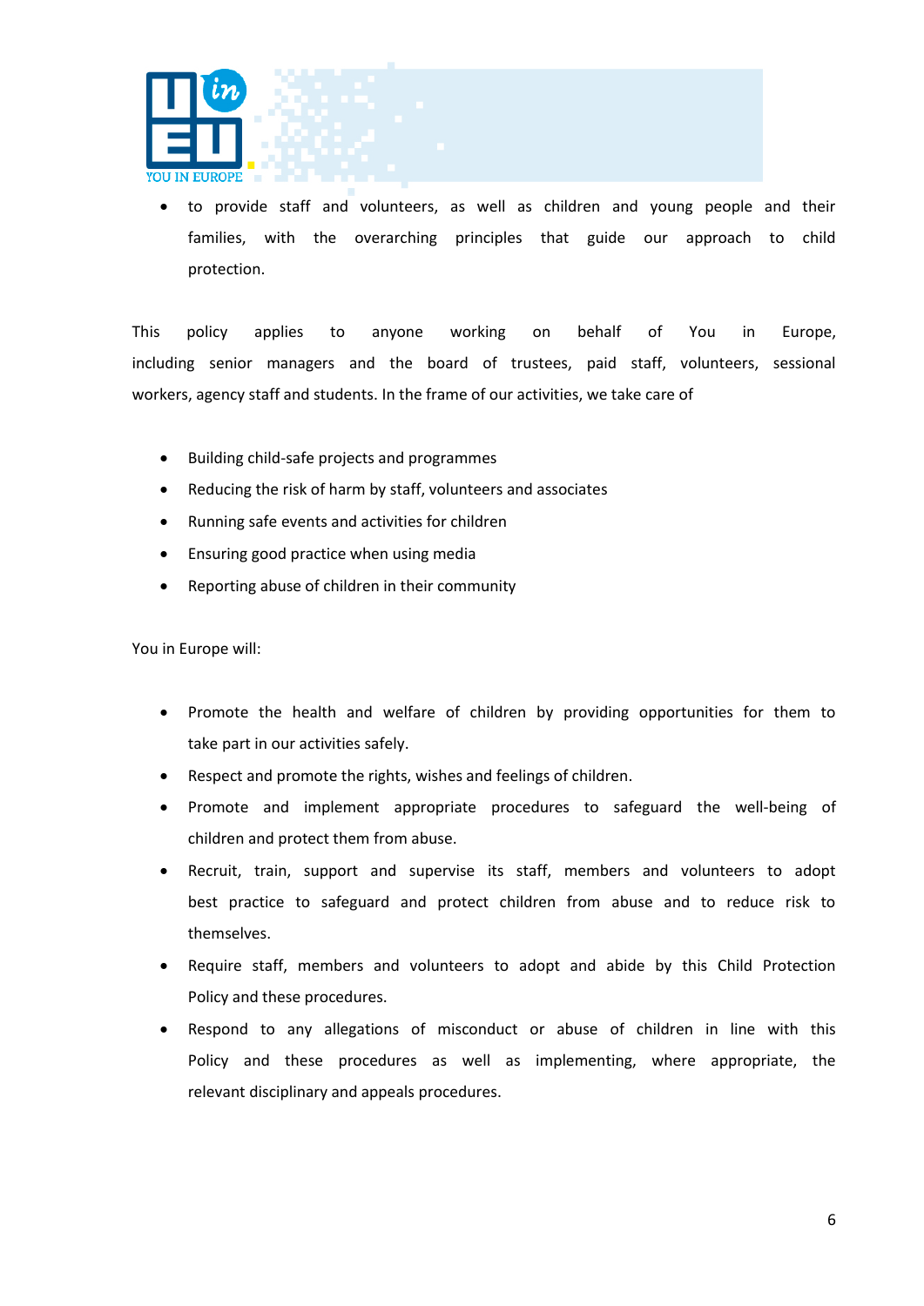- to provide staff and volunteers, as well as children and young people and their families, with the overarching principles that guide our approach to child protection.

This policy applies to anyone working on behalf of You in Europe, including senior managers and the board of trustees, paid staff, volunteers, sessional workers, agency staff and students. In the frame of our activities, we take care of

- Building child-safe projects and programmes
- Reducing the risk of harm by staff, volunteers and associates
- Running safe events and activities for children
- Ensuring good practice when using media
- Reporting abuse of children in their community

You in Europe will:

- Promote the health and welfare of children by providing opportunities for them to take part in our activities safely.
- Respect and promote the rights, wishes and feelings of children.
- Promote and implement appropriate procedures to safeguard the well-being of children and protect them from abuse.
- Recruit, train, support and supervise its staff, members and volunteers to adopt best practice to safeguard and protect children from abuse and to reduce risk to themselves.
- Require staff, members and volunteers to adopt and abide by this Child Protection Policy and these procedures.
- Respond to any allegations of misconduct or abuse of children in line with this Policy and these procedures as well as implementing, where appropriate, the relevant disciplinary and appeals procedures.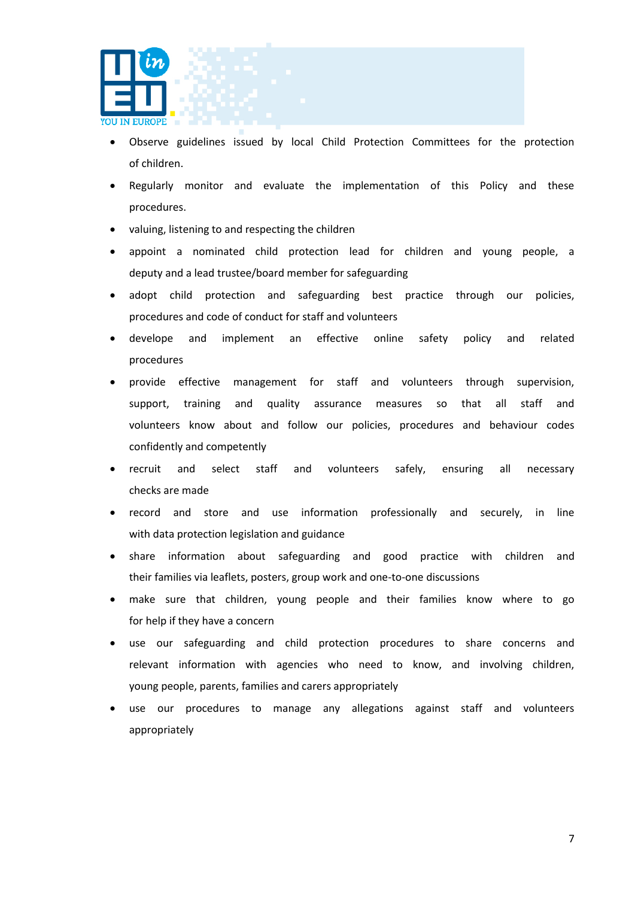- Observe guidelines issued by local Child Protection Committees for the protection of children.
- Regularly monitor and evaluate the implementation of this Policy and these procedures.
- valuing, listening to and respecting the children
- appoint a nominated child protection lead for children and young people, a deputy and a lead trustee/board member for safeguarding
- adopt child protection and safeguarding best practice through our policies, procedures and code of conduct for staff and volunteers
- develope and implement an effective online safety policy and related procedures
- provide effective management for staff and volunteers through supervision, support, training and quality assurance measures so that all staff and volunteers know about and follow our policies, procedures and behaviour codes confidently and competently
- recruit and select staff and volunteers safely, ensuring all necessary checks are made
- record and store and use information professionally and securely, in line with data protection legislation and guidance
- share information about safeguarding and good practice with children and their families via leaflets, posters, group work and one-to-one discussions
- make sure that children, young people and their families know where to go for help if they have a concern
- use our safeguarding and child protection procedures to share concerns and relevant information with agencies who need to know, and involving children, young people, parents, families and carers appropriately
- use our procedures to manage any allegations against staff and volunteers appropriately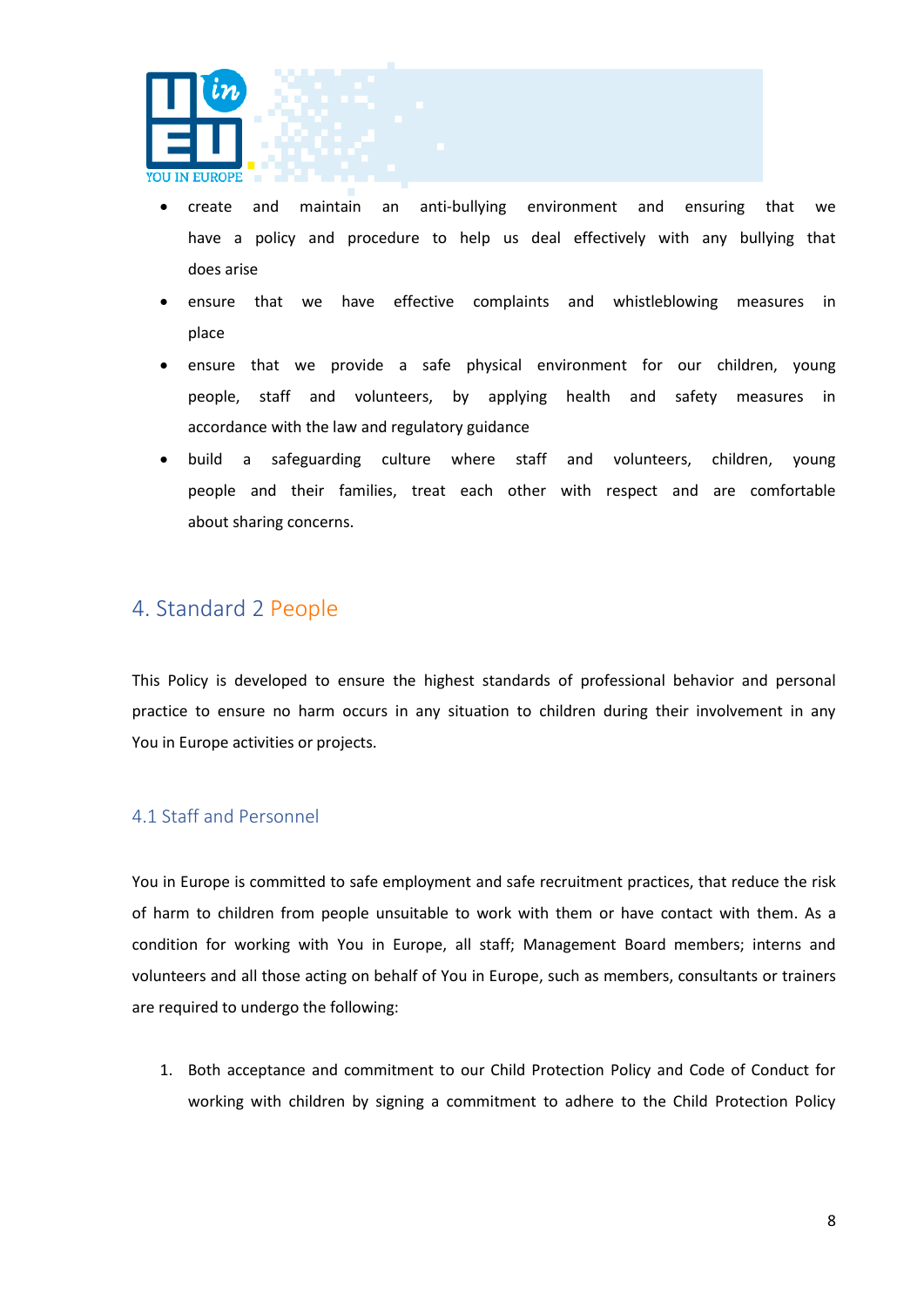- create and maintain an anti-bullying environment and ensuring that we have a policy and procedure to help us deal effectively with any bullying that does arise
- ensure that we have effective complaints and whistleblowing measures in place
- ensure that we provide a safe physical environment for our children, young people, staff and volunteers, by applying health and safety measures in accordance with the law and regulatory guidance
- build a safeguarding culture where staff and volunteers, children, young people and their families, treat each other with respect and are comfortable about sharing concerns.

## 4. Standard 2 People

This Policy is developed to ensure the highest standards of professional behavior and personal practice to ensure no harm occurs in any situation to children during their involvement in any You in Europe activities or projects.

### 4.1 Staff and Personnel

You in Europe is committed to safe employment and safe recruitment practices, that reduce the risk of harm to children from people unsuitable to work with them or have contact with them. As a condition for working with You in Europe, all staff; Management Board members; interns and volunteers and all those acting on behalf of You in Europe, such as members, consultants or trainers are required to undergo the following:

1. Both acceptance and commitment to our Child Protection Policy and Code of Conduct for working with children by signing a commitment to adhere to the Child Protection Policy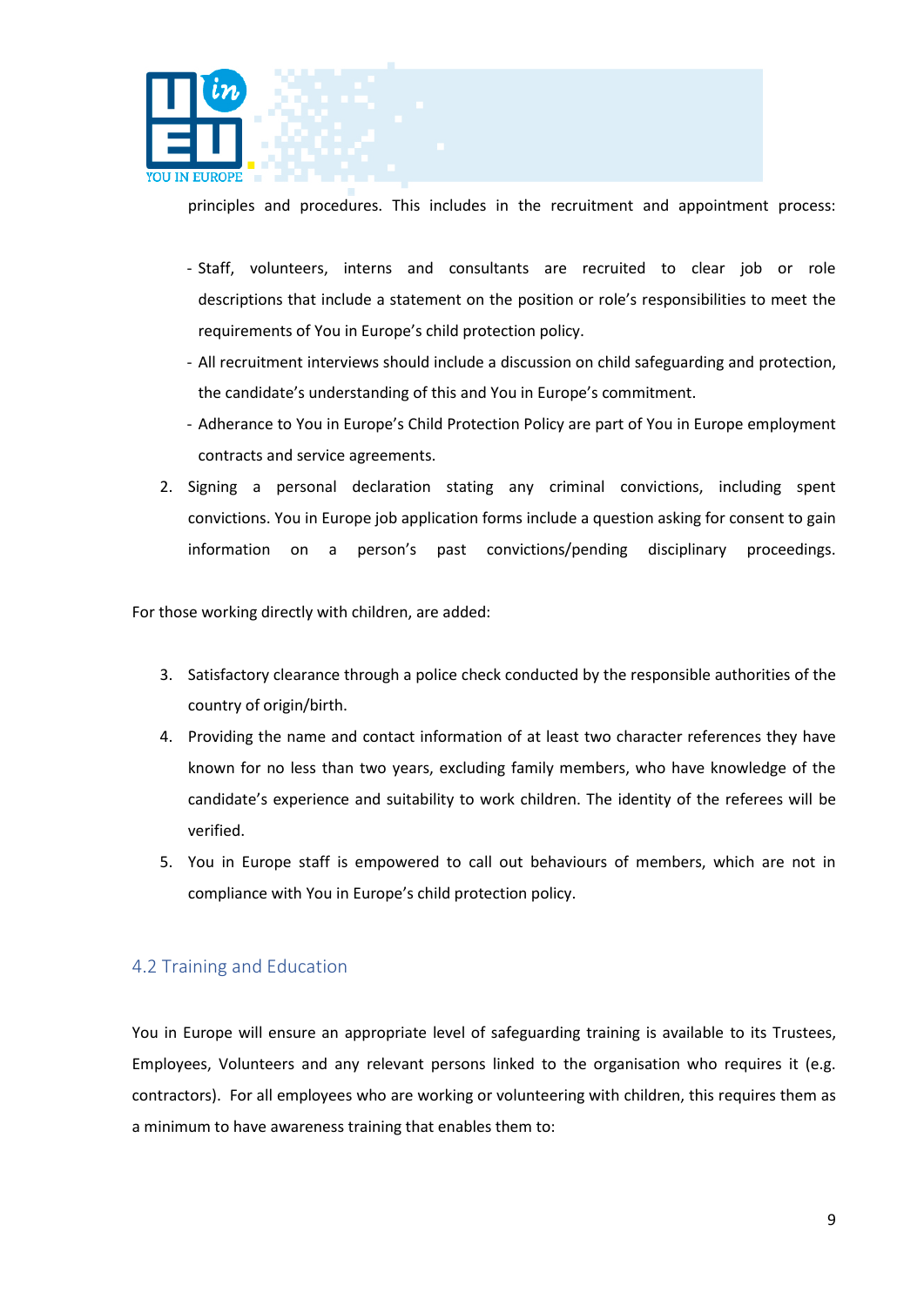principles and procedures. This includes in the recruitment and appointment process:

- Staff, volunteers, interns and consultants are recruited to clear job or role descriptions that include a statement on the position or role's responsibilities to meet the requirements of You in Europe's child protection policy.
- All recruitment interviews should include a discussion on child safeguarding and protection, the candidate's understanding of this and You in Europe's commitment.
- Adherance to You in Europe's Child Protection Policy are part of You in Europe employment contracts and service agreements.

2. Signing a personal declaration stating any criminal convictions, including spent convictions. You in Europe job application forms include a question asking for consent to gain information on a person's past convictions/pending disciplinary proceedings.

For those working directly with children, are added:

3. Satisfactory clearance through a police check conducted by the responsible authorities of the country of origin/birth.
4. Providing the name and contact information of at least two character references they have known for no less than two years, excluding family members, who have knowledge of the candidate's experience and suitability to work children. The identity of the referees will be verified.
5. You in Europe staff is empowered to call out behaviours of members, which are not in compliance with You in Europe's child protection policy.

## 4.2 Training and Education

You in Europe will ensure an appropriate level of safeguarding training is available to its Trustees, Employees, Volunteers and any relevant persons linked to the organisation who requires it (e.g. contractors). For all employees who are working or volunteering with children, this requires them as a minimum to have awareness training that enables them to: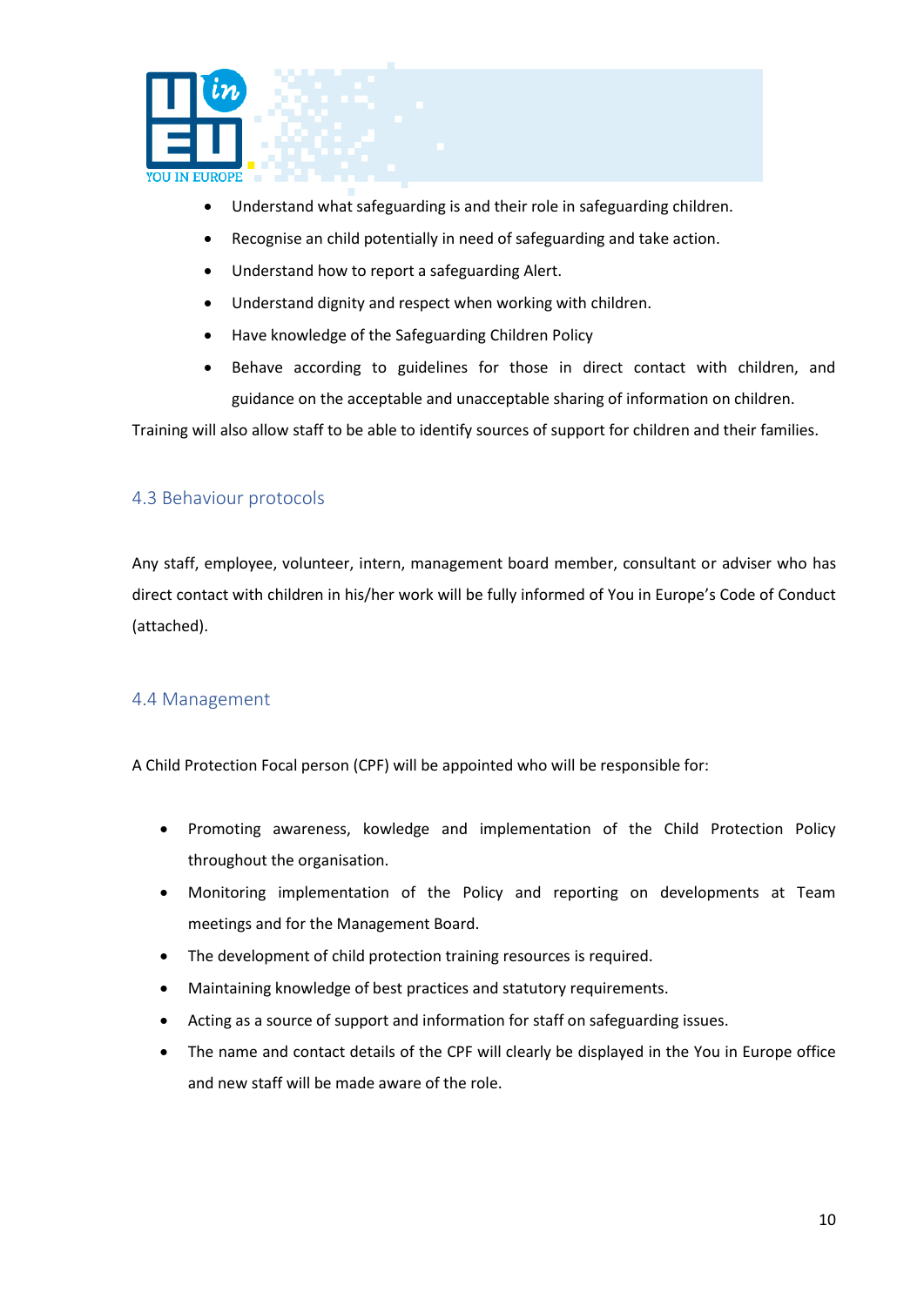- Understand what safeguarding is and their role in safeguarding children.
- Recognise an child potentially in need of safeguarding and take action.
- Understand how to report a safeguarding Alert.
- Understand dignity and respect when working with children.
- Have knowledge of the Safeguarding Children Policy
- Behave according to guidelines for those in direct contact with children, and guidance on the acceptable and unacceptable sharing of information on children.

Training will also allow staff to be able to identify sources of support for children and their families.

## 4.3 Behaviour protocols

Any staff, employee, volunteer, intern, management board member, consultant or adviser who has direct contact with children in his/her work will be fully informed of You in Europe's Code of Conduct (attached).

## 4.4 Management

A Child Protection Focal person (CPF) will be appointed who will be responsible for:

- Promoting awareness, kowledge and implementation of the Child Protection Policy throughout the organisation.
- Monitoring implementation of the Policy and reporting on developments at Team meetings and for the Management Board.
- The development of child protection training resources is required.
- Maintaining knowledge of best practices and statutory requirements.
- Acting as a source of support and information for staff on safeguarding issues.
- The name and contact details of the CPF will clearly be displayed in the You in Europe office and new staff will be made aware of the role.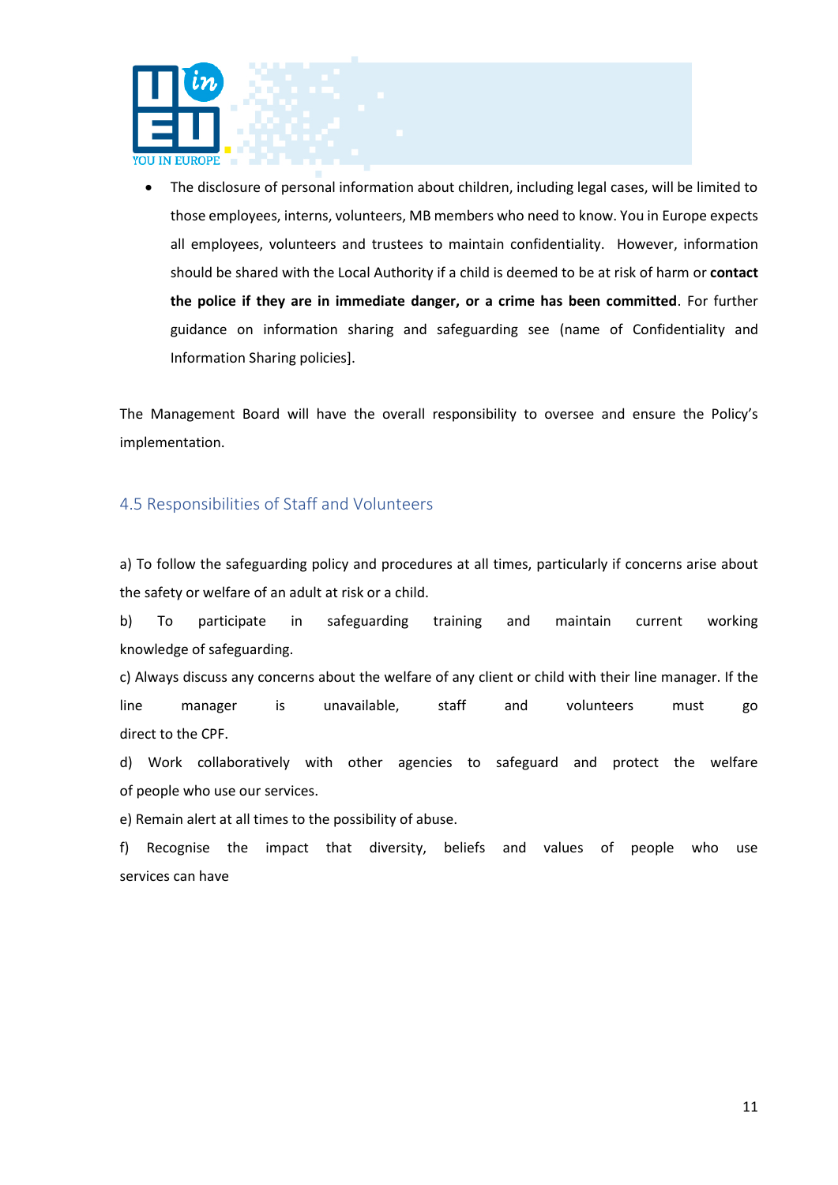- The disclosure of personal information about children, including legal cases, will be limited to those employees, interns, volunteers, MB members who need to know. You in Europe expects all employees, volunteers and trustees to maintain confidentiality. However, information should be shared with the Local Authority if a child is deemed to be at risk of harm or **contact the police if they are in immediate danger, or a crime has been committed**. For further guidance on information sharing and safeguarding see (name of Confidentiality and Information Sharing policies].

The Management Board will have the overall responsibility to oversee and ensure the Policy's implementation.

## 4.5 Responsibilities of Staff and Volunteers

a) To follow the safeguarding policy and procedures at all times, particularly if concerns arise about the safety or welfare of an adult at risk or a child.

b) To participate in safeguarding training and maintain current working knowledge of safeguarding.

c) Always discuss any concerns about the welfare of any client or child with their line manager. If the line manager is unavailable, staff and volunteers must go direct to the CPF.

d) Work collaboratively with other agencies to safeguard and protect the welfare of people who use our services.

e) Remain alert at all times to the possibility of abuse.

f) Recognise the impact that diversity, beliefs and values of people who use services can have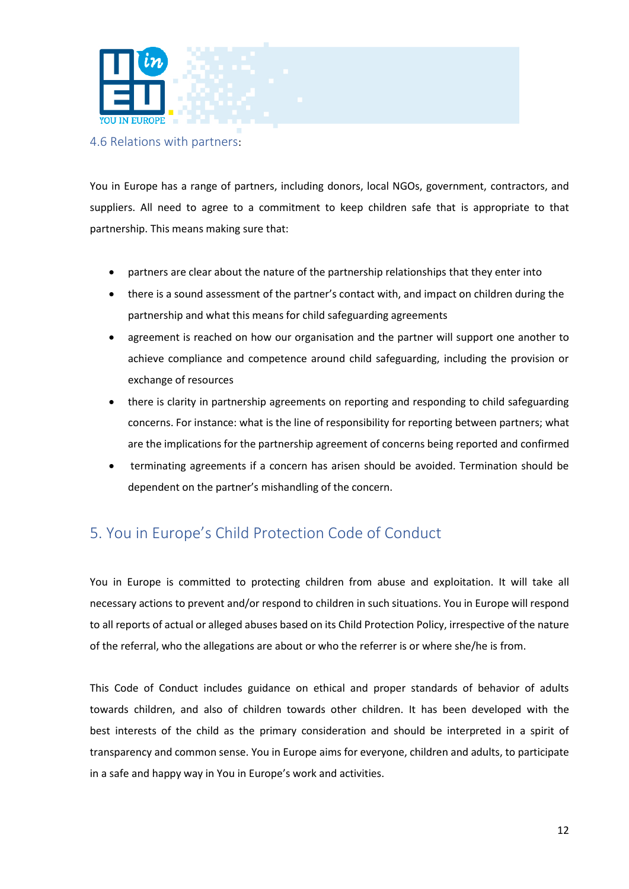### 4.6 Relations with partners:

You in Europe has a range of partners, including donors, local NGOs, government, contractors, and suppliers. All need to agree to a commitment to keep children safe that is appropriate to that partnership. This means making sure that:

- partners are clear about the nature of the partnership relationships that they enter into
- there is a sound assessment of the partner's contact with, and impact on children during the partnership and what this means for child safeguarding agreements
- agreement is reached on how our organisation and the partner will support one another to achieve compliance and competence around child safeguarding, including the provision or exchange of resources
- there is clarity in partnership agreements on reporting and responding to child safeguarding concerns. For instance: what is the line of responsibility for reporting between partners; what are the implications for the partnership agreement of concerns being reported and confirmed
- terminating agreements if a concern has arisen should be avoided. Termination should be dependent on the partner's mishandling of the concern.

## 5. You in Europe's Child Protection Code of Conduct

You in Europe is committed to protecting children from abuse and exploitation. It will take all necessary actions to prevent and/or respond to children in such situations. You in Europe will respond to all reports of actual or alleged abuses based on its Child Protection Policy, irrespective of the nature of the referral, who the allegations are about or who the referrer is or where she/he is from.

This Code of Conduct includes guidance on ethical and proper standards of behavior of adults towards children, and also of children towards other children. It has been developed with the best interests of the child as the primary consideration and should be interpreted in a spirit of transparency and common sense. You in Europe aims for everyone, children and adults, to participate in a safe and happy way in You in Europe's work and activities.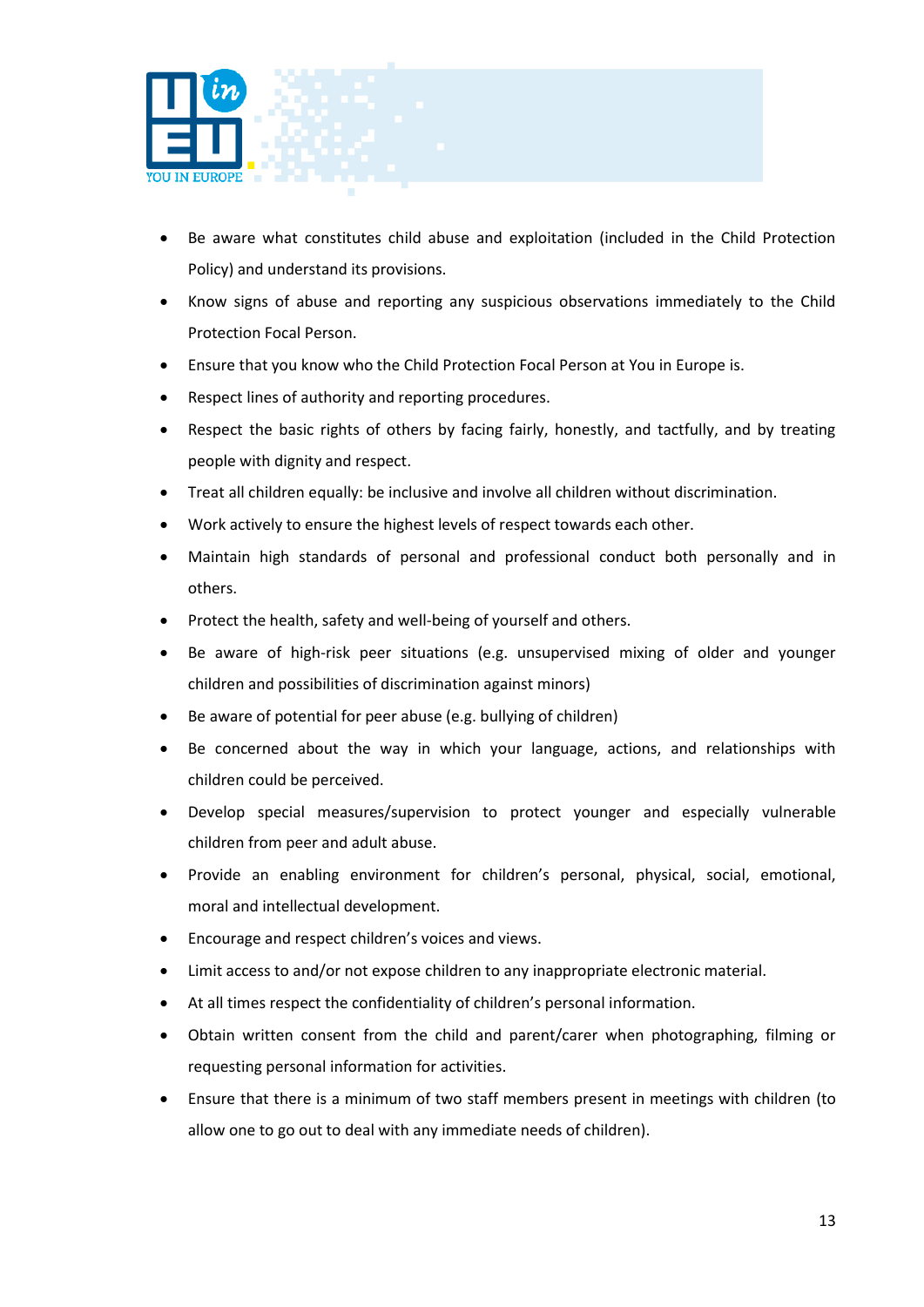- Be aware what constitutes child abuse and exploitation (included in the Child Protection Policy) and understand its provisions.
- Know signs of abuse and reporting any suspicious observations immediately to the Child Protection Focal Person.
- Ensure that you know who the Child Protection Focal Person at You in Europe is.
- Respect lines of authority and reporting procedures.
- Respect the basic rights of others by facing fairly, honestly, and tactfully, and by treating people with dignity and respect.
- Treat all children equally: be inclusive and involve all children without discrimination.
- Work actively to ensure the highest levels of respect towards each other.
- Maintain high standards of personal and professional conduct both personally and in others.
- Protect the health, safety and well-being of yourself and others.
- Be aware of high-risk peer situations (e.g. unsupervised mixing of older and younger children and possibilities of discrimination against minors)
- Be aware of potential for peer abuse (e.g. bullying of children)
- Be concerned about the way in which your language, actions, and relationships with children could be perceived.
- Develop special measures/supervision to protect younger and especially vulnerable children from peer and adult abuse.
- Provide an enabling environment for children's personal, physical, social, emotional, moral and intellectual development.
- Encourage and respect children's voices and views.
- Limit access to and/or not expose children to any inappropriate electronic material.
- At all times respect the confidentiality of children's personal information.
- Obtain written consent from the child and parent/carer when photographing, filming or requesting personal information for activities.
- Ensure that there is a minimum of two staff members present in meetings with children (to allow one to go out to deal with any immediate needs of children).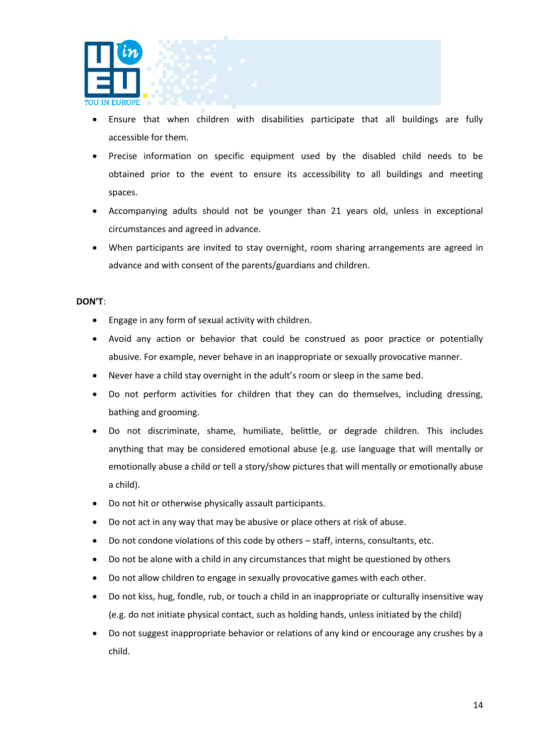- Ensure that when children with disabilities participate that all buildings are fully accessible for them.
- Precise information on specific equipment used by the disabled child needs to be obtained prior to the event to ensure its accessibility to all buildings and meeting spaces.
- Accompanying adults should not be younger than 21 years old, unless in exceptional circumstances and agreed in advance.
- When participants are invited to stay overnight, room sharing arrangements are agreed in advance and with consent of the parents/guardians and children.

**DON'T**:

- Engage in any form of sexual activity with children.
- Avoid any action or behavior that could be construed as poor practice or potentially abusive. For example, never behave in an inappropriate or sexually provocative manner.
- Never have a child stay overnight in the adult's room or sleep in the same bed.
- Do not perform activities for children that they can do themselves, including dressing, bathing and grooming.
- Do not discriminate, shame, humiliate, belittle, or degrade children. This includes anything that may be considered emotional abuse (e.g. use language that will mentally or emotionally abuse a child or tell a story/show pictures that will mentally or emotionally abuse a child).
- Do not hit or otherwise physically assault participants.
- Do not act in any way that may be abusive or place others at risk of abuse.
- Do not condone violations of this code by others – staff, interns, consultants, etc.
- Do not be alone with a child in any circumstances that might be questioned by others
- Do not allow children to engage in sexually provocative games with each other.
- Do not kiss, hug, fondle, rub, or touch a child in an inappropriate or culturally insensitive way (e.g. do not initiate physical contact, such as holding hands, unless initiated by the child)
- Do not suggest inappropriate behavior or relations of any kind or encourage any crushes by a child.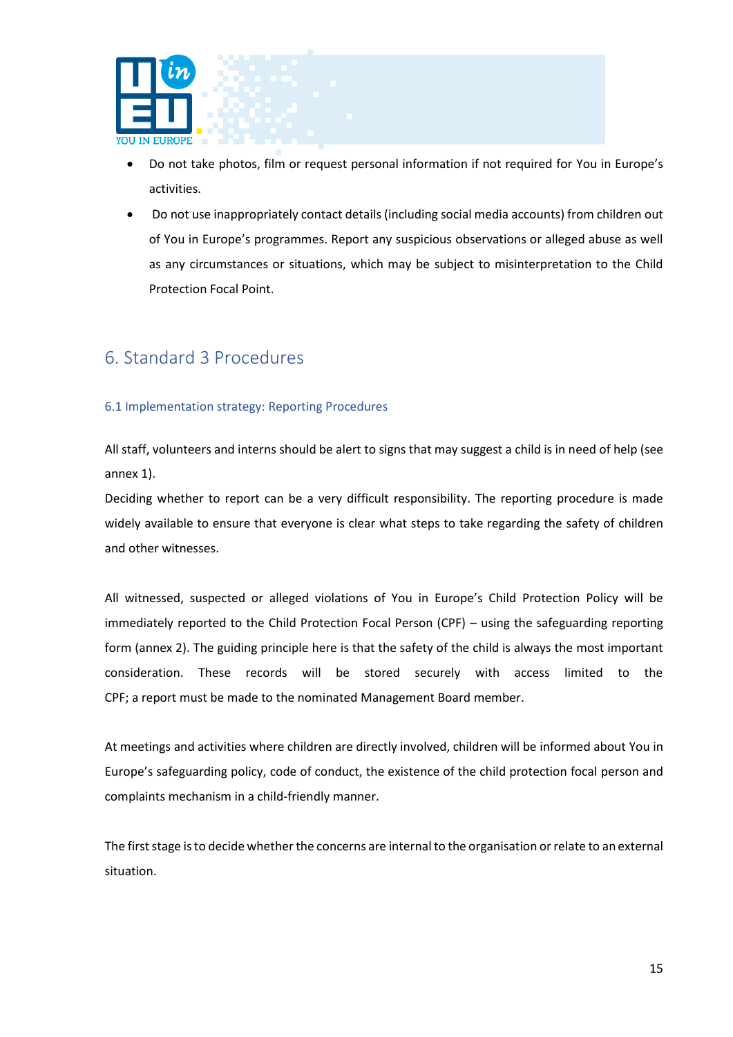- Do not take photos, film or request personal information if not required for You in Europe's activities.
- Do not use inappropriately contact details (including social media accounts) from children out of You in Europe's programmes. Report any suspicious observations or alleged abuse as well as any circumstances or situations, which may be subject to misinterpretation to the Child Protection Focal Point.

# 6. Standard 3 Procedures

### 6.1 Implementation strategy: Reporting Procedures

All staff, volunteers and interns should be alert to signs that may suggest a child is in need of help (see annex 1).
Deciding whether to report can be a very difficult responsibility. The reporting procedure is made widely available to ensure that everyone is clear what steps to take regarding the safety of children and other witnesses.

All witnessed, suspected or alleged violations of You in Europe's Child Protection Policy will be immediately reported to the Child Protection Focal Person (CPF) – using the safeguarding reporting form (annex 2). The guiding principle here is that the safety of the child is always the most important consideration. These records will be stored securely with access limited to the CPF; a report must be made to the nominated Management Board member.

At meetings and activities where children are directly involved, children will be informed about You in Europe's safeguarding policy, code of conduct, the existence of the child protection focal person and complaints mechanism in a child-friendly manner.

The first stage is to decide whether the concerns are internal to the organisation or relate to an external situation.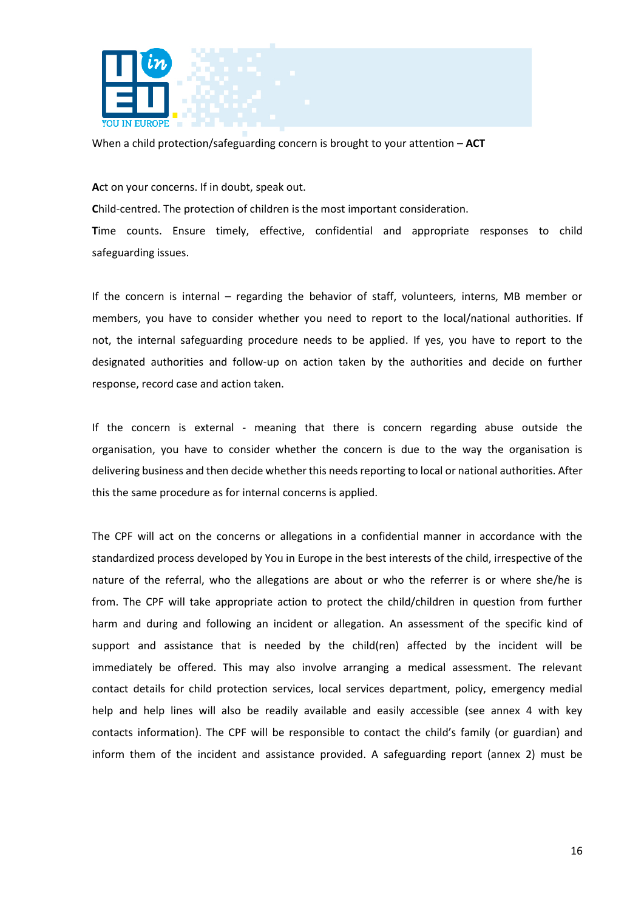When a child protection/safeguarding concern is brought to your attention – **ACT**

**A**ct on your concerns. If in doubt, speak out.

**C**hild-centred. The protection of children is the most important consideration.

**T**ime counts. Ensure timely, effective, confidential and appropriate responses to child safeguarding issues.

If the concern is internal – regarding the behavior of staff, volunteers, interns, MB member or members, you have to consider whether you need to report to the local/national authorities. If not, the internal safeguarding procedure needs to be applied. If yes, you have to report to the designated authorities and follow-up on action taken by the authorities and decide on further response, record case and action taken.

If the concern is external - meaning that there is concern regarding abuse outside the organisation, you have to consider whether the concern is due to the way the organisation is delivering business and then decide whether this needs reporting to local or national authorities. After this the same procedure as for internal concerns is applied.

The CPF will act on the concerns or allegations in a confidential manner in accordance with the standardized process developed by You in Europe in the best interests of the child, irrespective of the nature of the referral, who the allegations are about or who the referrer is or where she/he is from. The CPF will take appropriate action to protect the child/children in question from further harm and during and following an incident or allegation. An assessment of the specific kind of support and assistance that is needed by the child(ren) affected by the incident will be immediately be offered. This may also involve arranging a medical assessment. The relevant contact details for child protection services, local services department, policy, emergency medial help and help lines will also be readily available and easily accessible (see annex 4 with key contacts information). The CPF will be responsible to contact the child's family (or guardian) and inform them of the incident and assistance provided. A safeguarding report (annex 2) must be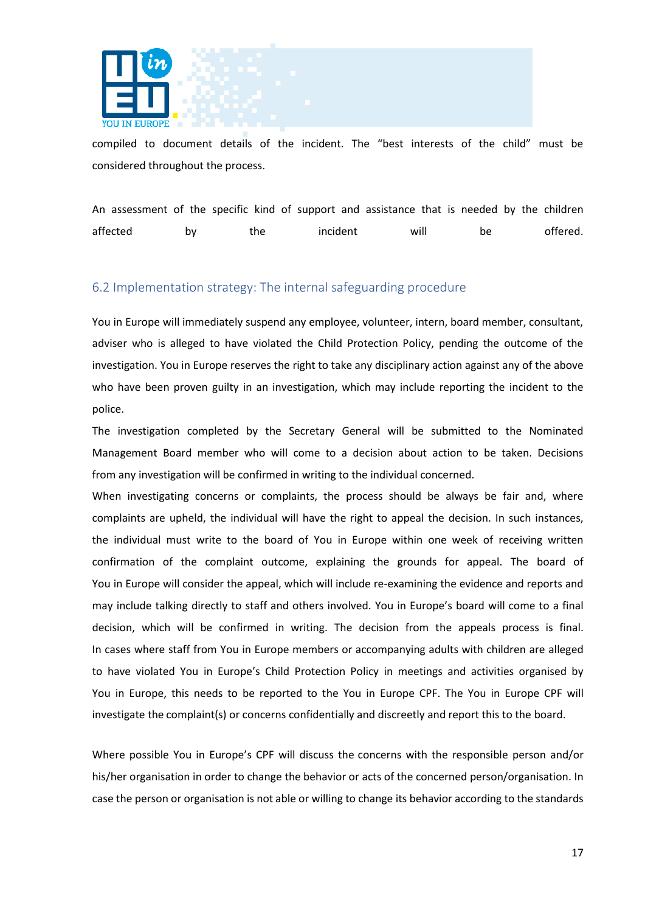compiled to document details of the incident. The "best interests of the child" must be considered throughout the process.

An assessment of the specific kind of support and assistance that is needed by the children affected by the incident will be offered.

## 6.2 Implementation strategy: The internal safeguarding procedure

You in Europe will immediately suspend any employee, volunteer, intern, board member, consultant, adviser who is alleged to have violated the Child Protection Policy, pending the outcome of the investigation. You in Europe reserves the right to take any disciplinary action against any of the above who have been proven guilty in an investigation, which may include reporting the incident to the police.

The investigation completed by the Secretary General will be submitted to the Nominated Management Board member who will come to a decision about action to be taken. Decisions from any investigation will be confirmed in writing to the individual concerned.

When investigating concerns or complaints, the process should be always be fair and, where complaints are upheld, the individual will have the right to appeal the decision. In such instances, the individual must write to the board of You in Europe within one week of receiving written confirmation of the complaint outcome, explaining the grounds for appeal. The board of You in Europe will consider the appeal, which will include re-examining the evidence and reports and may include talking directly to staff and others involved. You in Europe's board will come to a final decision, which will be confirmed in writing. The decision from the appeals process is final.

In cases where staff from You in Europe members or accompanying adults with children are alleged to have violated You in Europe's Child Protection Policy in meetings and activities organised by You in Europe, this needs to be reported to the You in Europe CPF. The You in Europe CPF will investigate the complaint(s) or concerns confidentially and discreetly and report this to the board.

Where possible You in Europe's CPF will discuss the concerns with the responsible person and/or his/her organisation in order to change the behavior or acts of the concerned person/organisation. In case the person or organisation is not able or willing to change its behavior according to the standards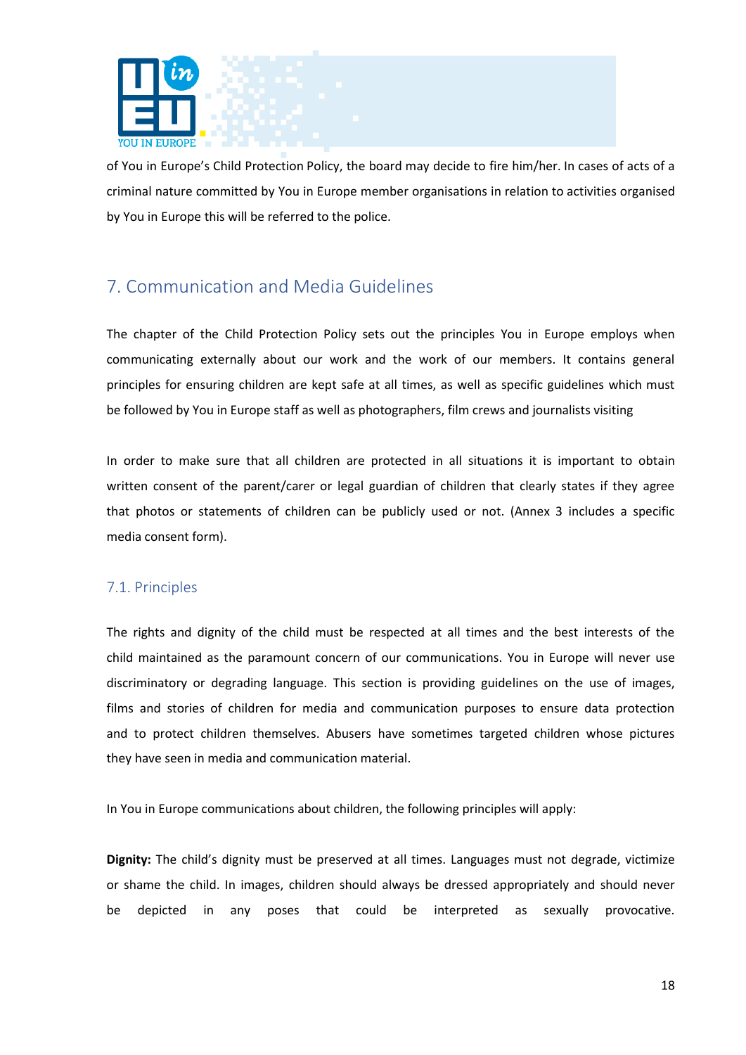of You in Europe's Child Protection Policy, the board may decide to fire him/her. In cases of acts of a criminal nature committed by You in Europe member organisations in relation to activities organised by You in Europe this will be referred to the police.

## 7. Communication and Media Guidelines

The chapter of the Child Protection Policy sets out the principles You in Europe employs when communicating externally about our work and the work of our members. It contains general principles for ensuring children are kept safe at all times, as well as specific guidelines which must be followed by You in Europe staff as well as photographers, film crews and journalists visiting

In order to make sure that all children are protected in all situations it is important to obtain written consent of the parent/carer or legal guardian of children that clearly states if they agree that photos or statements of children can be publicly used or not. (Annex 3 includes a specific media consent form).

### 7.1. Principles

The rights and dignity of the child must be respected at all times and the best interests of the child maintained as the paramount concern of our communications. You in Europe will never use discriminatory or degrading language. This section is providing guidelines on the use of images, films and stories of children for media and communication purposes to ensure data protection and to protect children themselves. Abusers have sometimes targeted children whose pictures they have seen in media and communication material.

In You in Europe communications about children, the following principles will apply:

**Dignity:** The child's dignity must be preserved at all times. Languages must not degrade, victimize or shame the child. In images, children should always be dressed appropriately and should never be depicted in any poses that could be interpreted as sexually provocative.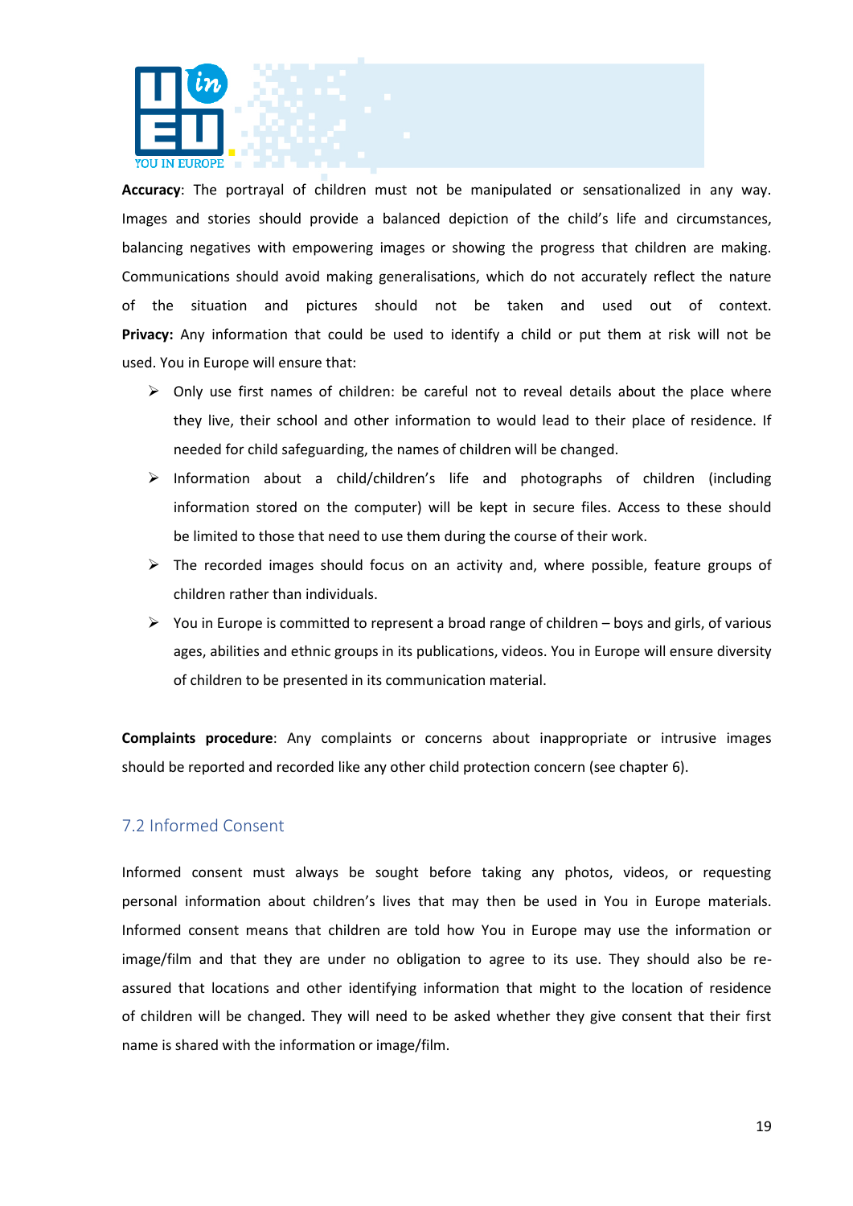**Accuracy**: The portrayal of children must not be manipulated or sensationalized in any way. Images and stories should provide a balanced depiction of the child's life and circumstances, balancing negatives with empowering images or showing the progress that children are making. Communications should avoid making generalisations, which do not accurately reflect the nature of the situation and pictures should not be taken and used out of context. **Privacy:** Any information that could be used to identify a child or put them at risk will not be used. You in Europe will ensure that:

- Only use first names of children: be careful not to reveal details about the place where they live, their school and other information to would lead to their place of residence. If needed for child safeguarding, the names of children will be changed.
- Information about a child/children's life and photographs of children (including information stored on the computer) will be kept in secure files. Access to these should be limited to those that need to use them during the course of their work.
- The recorded images should focus on an activity and, where possible, feature groups of children rather than individuals.
- You in Europe is committed to represent a broad range of children – boys and girls, of various ages, abilities and ethnic groups in its publications, videos. You in Europe will ensure diversity of children to be presented in its communication material.

**Complaints procedure**: Any complaints or concerns about inappropriate or intrusive images should be reported and recorded like any other child protection concern (see chapter 6).

## 7.2 Informed Consent

Informed consent must always be sought before taking any photos, videos, or requesting personal information about children's lives that may then be used in You in Europe materials. Informed consent means that children are told how You in Europe may use the information or image/film and that they are under no obligation to agree to its use. They should also be re-assured that locations and other identifying information that might to the location of residence of children will be changed. They will need to be asked whether they give consent that their first name is shared with the information or image/film.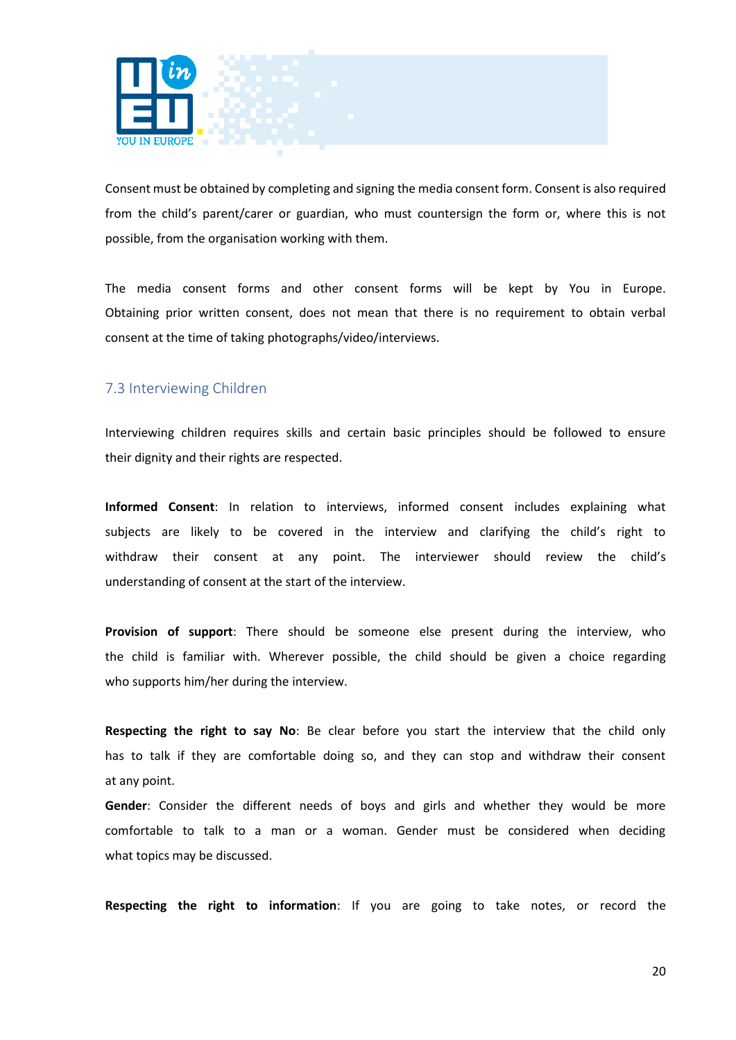Consent must be obtained by completing and signing the media consent form. Consent is also required from the child's parent/carer or guardian, who must countersign the form or, where this is not possible, from the organisation working with them.

The media consent forms and other consent forms will be kept by You in Europe. Obtaining prior written consent, does not mean that there is no requirement to obtain verbal consent at the time of taking photographs/video/interviews.

### 7.3 Interviewing Children

Interviewing children requires skills and certain basic principles should be followed to ensure their dignity and their rights are respected.

**Informed Consent**: In relation to interviews, informed consent includes explaining what subjects are likely to be covered in the interview and clarifying the child's right to withdraw their consent at any point. The interviewer should review the child's understanding of consent at the start of the interview.

**Provision of support**: There should be someone else present during the interview, who the child is familiar with. Wherever possible, the child should be given a choice regarding who supports him/her during the interview.

**Respecting the right to say No**: Be clear before you start the interview that the child only has to talk if they are comfortable doing so, and they can stop and withdraw their consent at any point.

**Gender**: Consider the different needs of boys and girls and whether they would be more comfortable to talk to a man or a woman. Gender must be considered when deciding what topics may be discussed.

**Respecting the right to information**: If you are going to take notes, or record the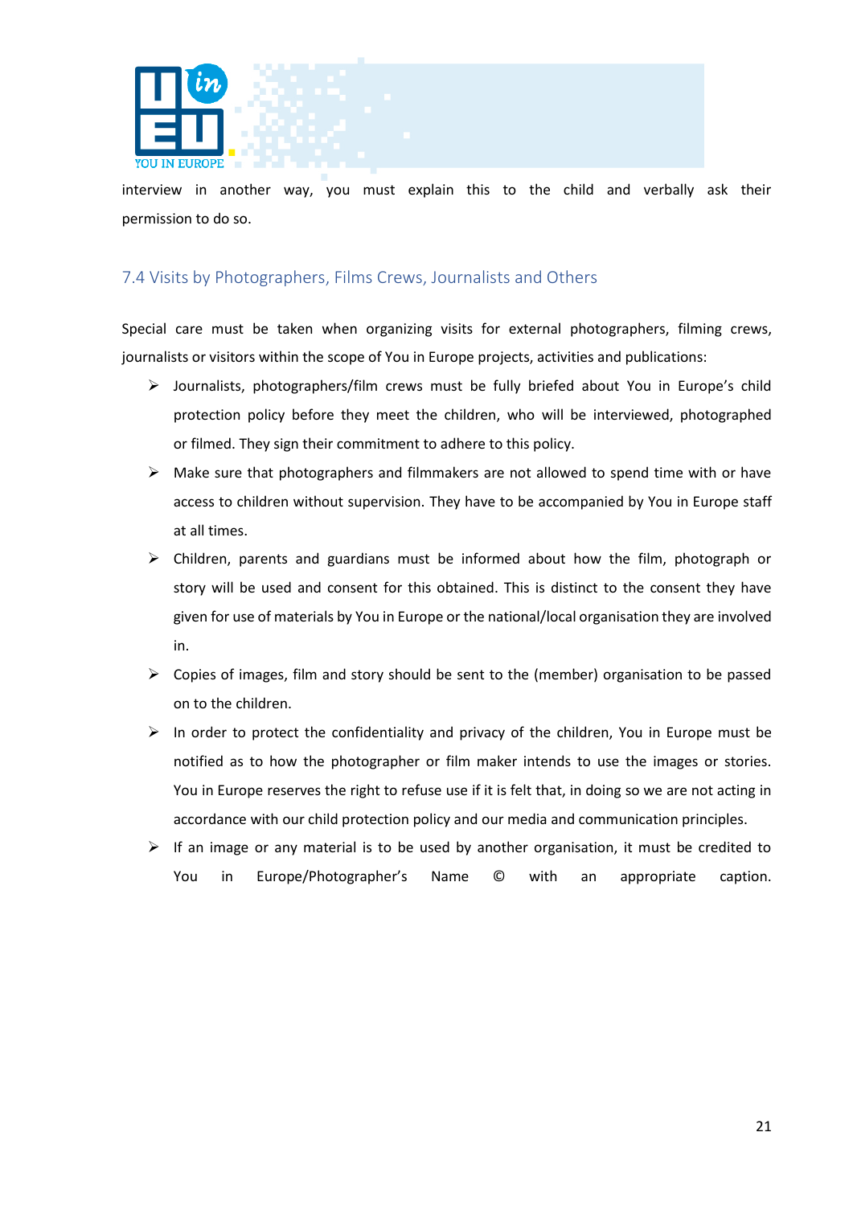interview in another way, you must explain this to the child and verbally ask their permission to do so.

### 7.4 Visits by Photographers, Films Crews, Journalists and Others

Special care must be taken when organizing visits for external photographers, filming crews, journalists or visitors within the scope of You in Europe projects, activities and publications:

- Journalists, photographers/film crews must be fully briefed about You in Europe's child protection policy before they meet the children, who will be interviewed, photographed or filmed. They sign their commitment to adhere to this policy.
- Make sure that photographers and filmmakers are not allowed to spend time with or have access to children without supervision. They have to be accompanied by You in Europe staff at all times.
- Children, parents and guardians must be informed about how the film, photograph or story will be used and consent for this obtained. This is distinct to the consent they have given for use of materials by You in Europe or the national/local organisation they are involved in.
- Copies of images, film and story should be sent to the (member) organisation to be passed on to the children.
- In order to protect the confidentiality and privacy of the children, You in Europe must be notified as to how the photographer or film maker intends to use the images or stories. You in Europe reserves the right to refuse use if it is felt that, in doing so we are not acting in accordance with our child protection policy and our media and communication principles.
- If an image or any material is to be used by another organisation, it must be credited to You in Europe/Photographer's Name © with an appropriate caption.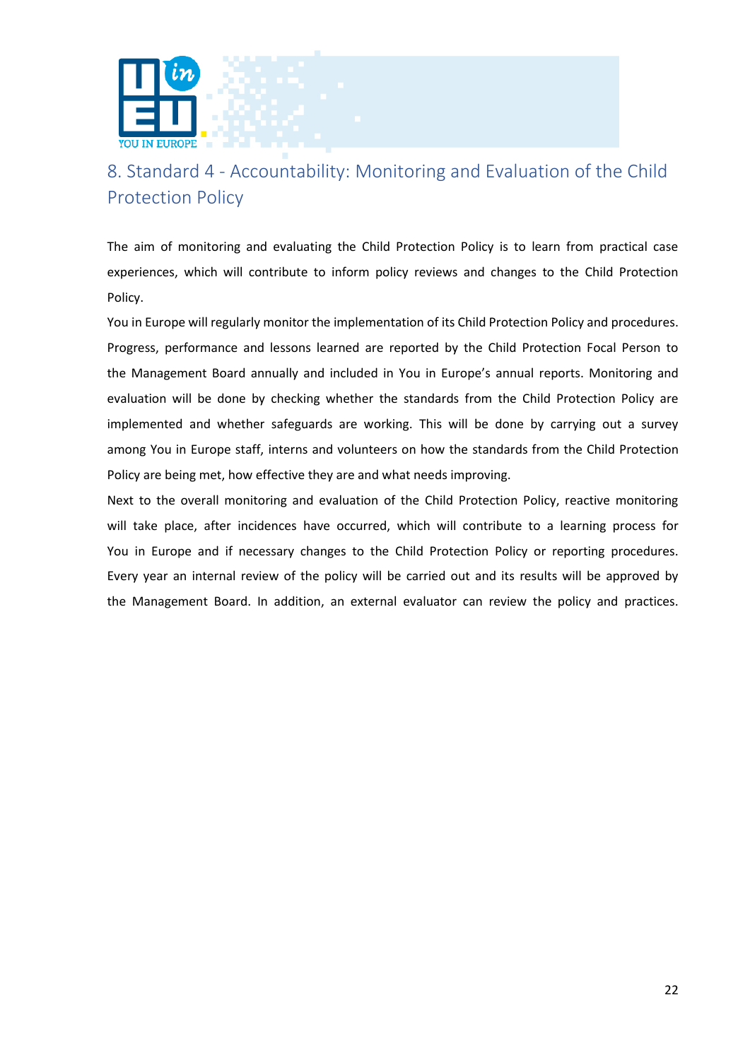# 8. Standard 4 - Accountability: Monitoring and Evaluation of the Child Protection Policy

The aim of monitoring and evaluating the Child Protection Policy is to learn from practical case experiences, which will contribute to inform policy reviews and changes to the Child Protection Policy.

You in Europe will regularly monitor the implementation of its Child Protection Policy and procedures. Progress, performance and lessons learned are reported by the Child Protection Focal Person to the Management Board annually and included in You in Europe's annual reports. Monitoring and evaluation will be done by checking whether the standards from the Child Protection Policy are implemented and whether safeguards are working. This will be done by carrying out a survey among You in Europe staff, interns and volunteers on how the standards from the Child Protection Policy are being met, how effective they are and what needs improving.

Next to the overall monitoring and evaluation of the Child Protection Policy, reactive monitoring will take place, after incidences have occurred, which will contribute to a learning process for You in Europe and if necessary changes to the Child Protection Policy or reporting procedures. Every year an internal review of the policy will be carried out and its results will be approved by the Management Board. In addition, an external evaluator can review the policy and practices.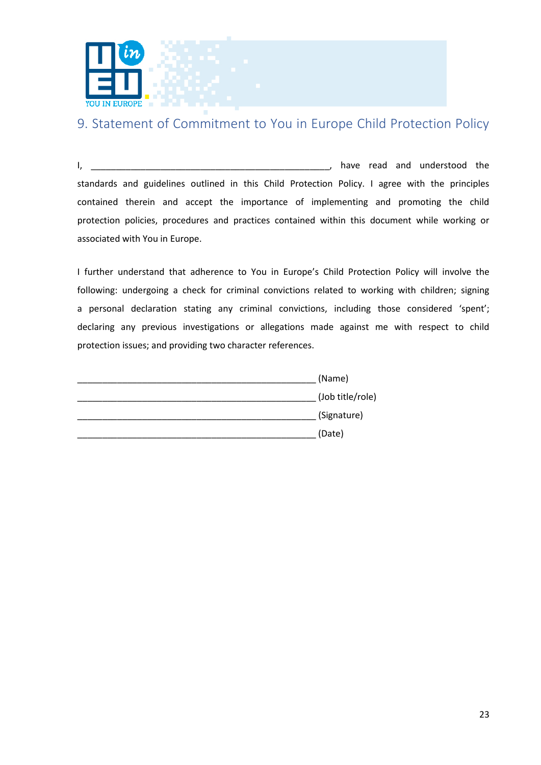## 9. Statement of Commitment to You in Europe Child Protection Policy

I, ________________________________________________, have read and understood the standards and guidelines outlined in this Child Protection Policy. I agree with the principles contained therein and accept the importance of implementing and promoting the child protection policies, procedures and practices contained within this document while working or associated with You in Europe.

I further understand that adherence to You in Europe's Child Protection Policy will involve the following: undergoing a check for criminal convictions related to working with children; signing a personal declaration stating any criminal convictions, including those considered 'spent'; declaring any previous investigations or allegations made against me with respect to child protection issues; and providing two character references.

________________________________________________ (Name)

________________________________________________ (Job title/role)

________________________________________________ (Signature)

________________________________________________ (Date)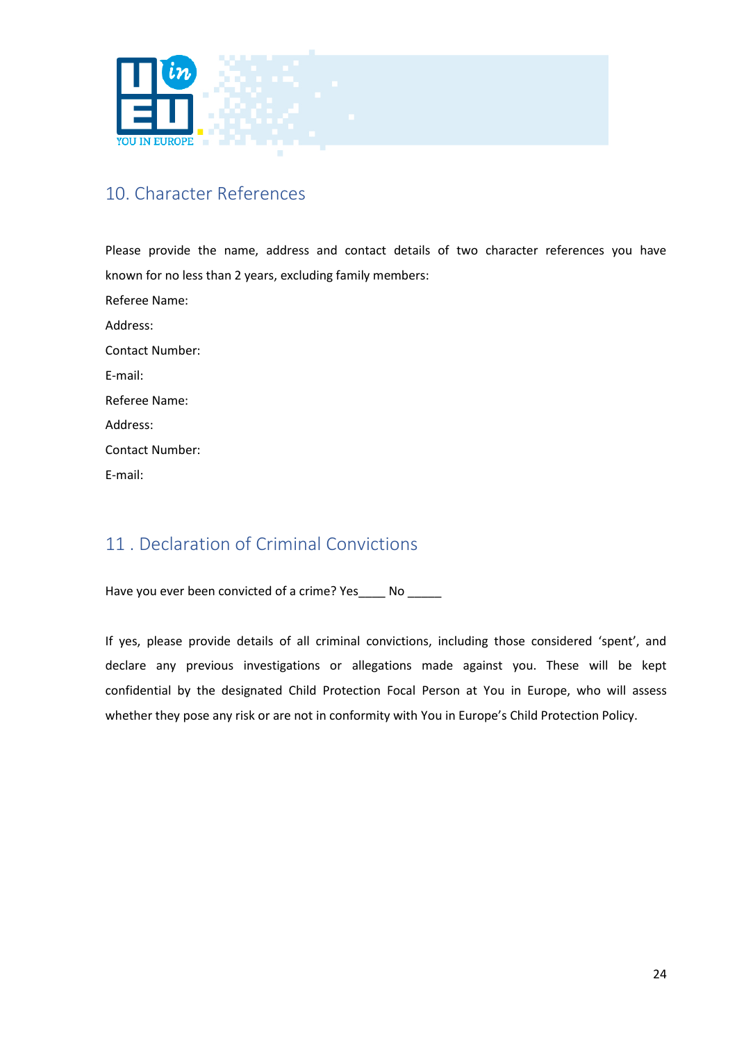## 10. Character References

Please provide the name, address and contact details of two character references you have known for no less than 2 years, excluding family members:

Referee Name:

Address:

Contact Number:

E-mail:

Referee Name:

Address:

Contact Number:

E-mail:

## 11 . Declaration of Criminal Convictions

Have you ever been convicted of a crime? Yes____ No _____

If yes, please provide details of all criminal convictions, including those considered 'spent', and declare any previous investigations or allegations made against you. These will be kept confidential by the designated Child Protection Focal Person at You in Europe, who will assess whether they pose any risk or are not in conformity with You in Europe's Child Protection Policy.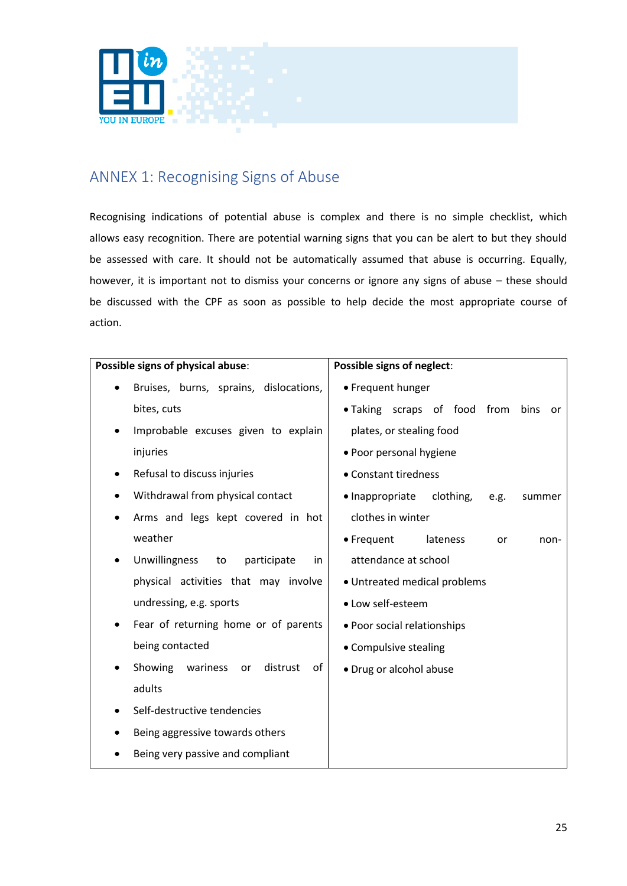## ANNEX 1: Recognising Signs of Abuse

Recognising indications of potential abuse is complex and there is no simple checklist, which allows easy recognition. There are potential warning signs that you can be alert to but they should be assessed with care. It should not be automatically assumed that abuse is occurring. Equally, however, it is important not to dismiss your concerns or ignore any signs of abuse – these should be discussed with the CPF as soon as possible to help decide the most appropriate course of action.

| **Possible signs of physical abuse**: | **Possible signs of neglect**: |
| --- | --- |
| • Bruises, burns, sprains, dislocations, bites, cuts<br>• Improbable excuses given to explain injuries<br>• Refusal to discuss injuries<br>• Withdrawal from physical contact<br>• Arms and legs kept covered in hot weather<br>• Unwillingness to participate in physical activities that may involve undressing, e.g. sports<br>• Fear of returning home or of parents being contacted<br>• Showing wariness or distrust of adults<br>• Self-destructive tendencies<br>• Being aggressive towards others<br>• Being very passive and compliant | • Frequent hunger<br>• Taking scraps of food from bins or plates, or stealing food<br>• Poor personal hygiene<br>• Constant tiredness<br>• Inappropriate clothing, e.g. summer clothes in winter<br>• Frequent lateness or non-attendance at school<br>• Untreated medical problems<br>• Low self-esteem<br>• Poor social relationships<br>• Compulsive stealing<br>• Drug or alcohol abuse |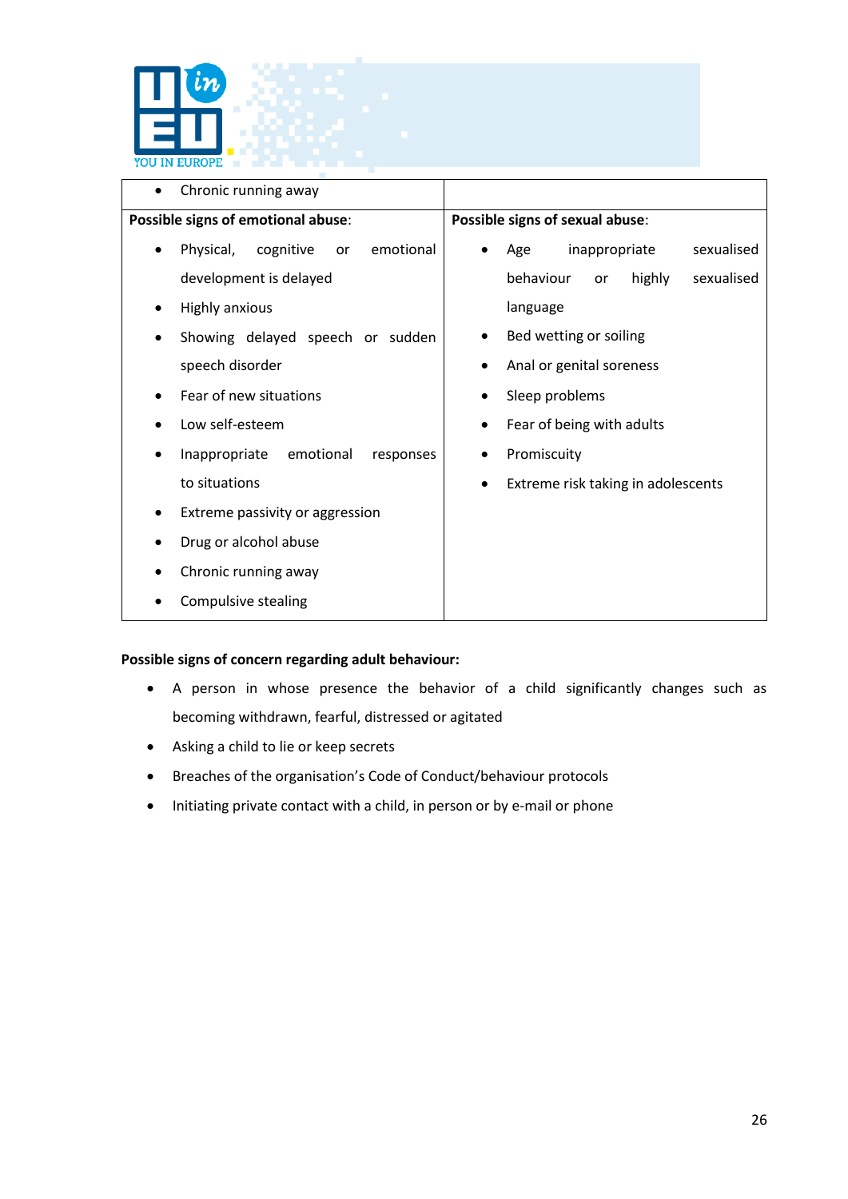| • Chronic running away | |
|---|---|
| **Possible signs of emotional abuse**:<br>• Physical, cognitive or emotional development is delayed<br>• Highly anxious<br>• Showing delayed speech or sudden speech disorder<br>• Fear of new situations<br>• Low self-esteem<br>• Inappropriate emotional responses to situations<br>• Extreme passivity or aggression<br>• Drug or alcohol abuse<br>• Chronic running away<br>• Compulsive stealing | **Possible signs of sexual abuse**:<br>• Age inappropriate sexualised behaviour or highly sexualised language<br>• Bed wetting or soiling<br>• Anal or genital soreness<br>• Sleep problems<br>• Fear of being with adults<br>• Promiscuity<br>• Extreme risk taking in adolescents |

**Possible signs of concern regarding adult behaviour:**

- A person in whose presence the behavior of a child significantly changes such as becoming withdrawn, fearful, distressed or agitated
- Asking a child to lie or keep secrets
- Breaches of the organisation's Code of Conduct/behaviour protocols
- Initiating private contact with a child, in person or by e-mail or phone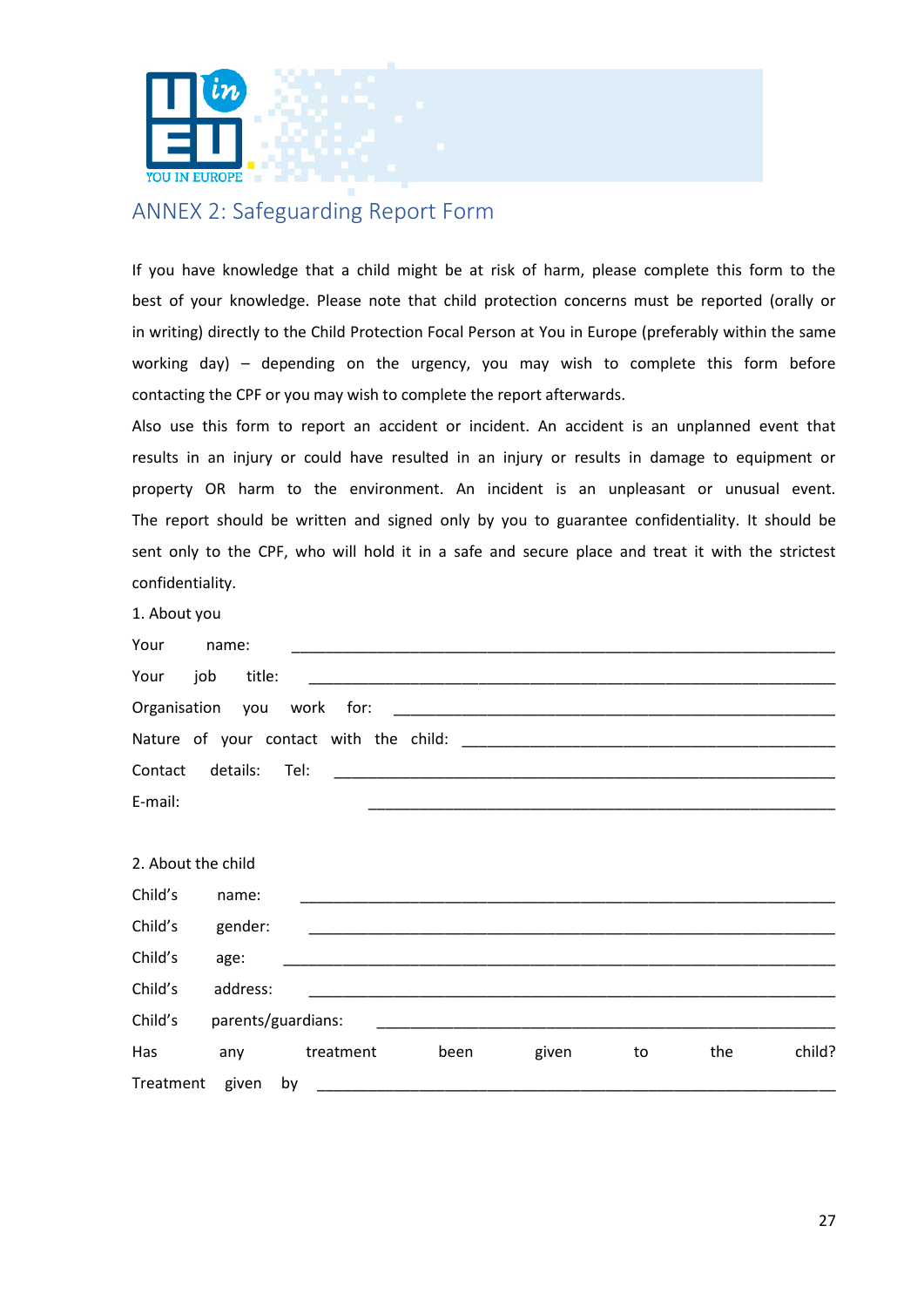## ANNEX 2: Safeguarding Report Form

If you have knowledge that a child might be at risk of harm, please complete this form to the best of your knowledge. Please note that child protection concerns must be reported (orally or in writing) directly to the Child Protection Focal Person at You in Europe (preferably within the same working day) – depending on the urgency, you may wish to complete this form before contacting the CPF or you may wish to complete the report afterwards.

Also use this form to report an accident or incident. An accident is an unplanned event that results in an injury or could have resulted in an injury or results in damage to equipment or property OR harm to the environment. An incident is an unpleasant or unusual event. The report should be written and signed only by you to guarantee confidentiality. It should be sent only to the CPF, who will hold it in a safe and secure place and treat it with the strictest confidentiality.

1. About you

Your name: ___________________________________________________________

Your job title: ___________________________________________________________

Organisation you work for: ___________________________________________________

Nature of your contact with the child: _________________________________________

Contact details: Tel: ______________________________________________________

E-mail: ______________________________________________________

2. About the child

Child's name: ___________________________________________________________

Child's gender: ___________________________________________________________

Child's age: ___________________________________________________________

Child's address: ___________________________________________________________

Child's parents/guardians: ___________________________________________________

Has any treatment been given to the child?

Treatment given by ___________________________________________________________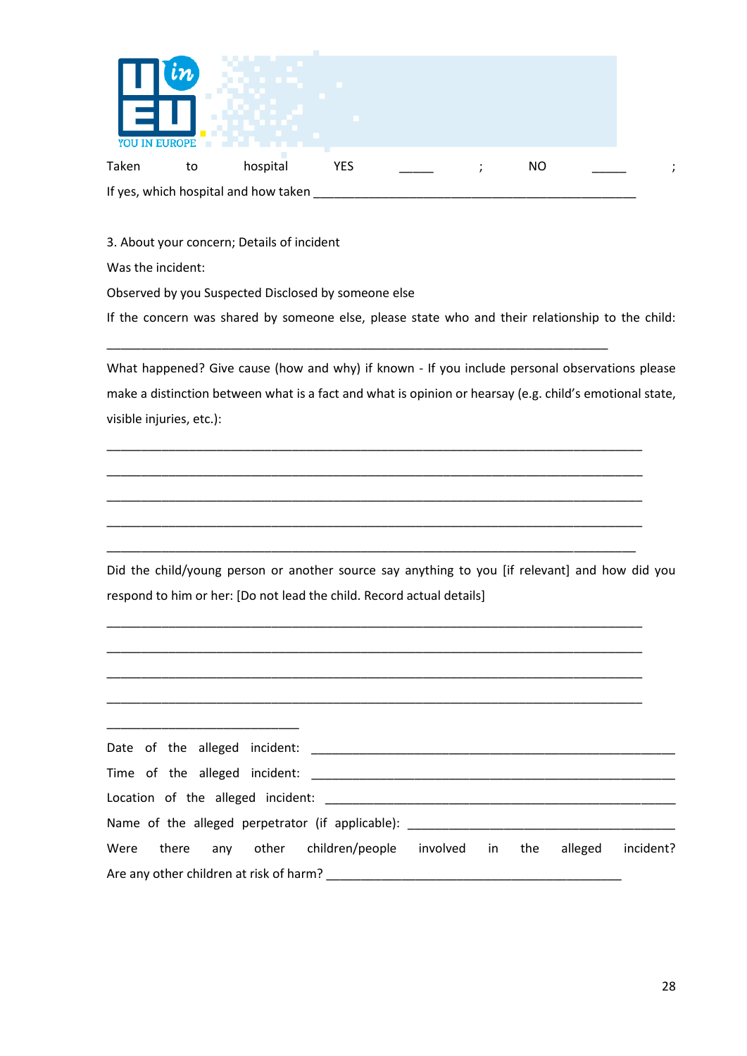Taken to hospital YES _____ ; NO _____ ;

If yes, which hospital and how taken ______________________________________________

3. About your concern; Details of incident

Was the incident:

Observed by you Suspected Disclosed by someone else

If the concern was shared by someone else, please state who and their relationship to the child:

_________________________________________________________________________

What happened? Give cause (how and why) if known - If you include personal observations please make a distinction between what is a fact and what is opinion or hearsay (e.g. child's emotional state, visible injuries, etc.):

_____________________________________________________________________________

_____________________________________________________________________________

_____________________________________________________________________________

_____________________________________________________________________________

____________________________________________________________________________

Did the child/young person or another source say anything to you [if relevant] and how did you respond to him or her: [Do not lead the child. Record actual details]

_____________________________________________________________________________

_____________________________________________________________________________

_____________________________________________________________________________

_____________________________________________________________________________

____________________________

Date of the alleged incident: ____________________________________________________

Time of the alleged incident: ____________________________________________________

Location of the alleged incident: _________________________________________________

Name of the alleged perpetrator (if applicable): _______________________________________

Were there any other children/people involved in the alleged incident?

Are any other children at risk of harm? __________________________________________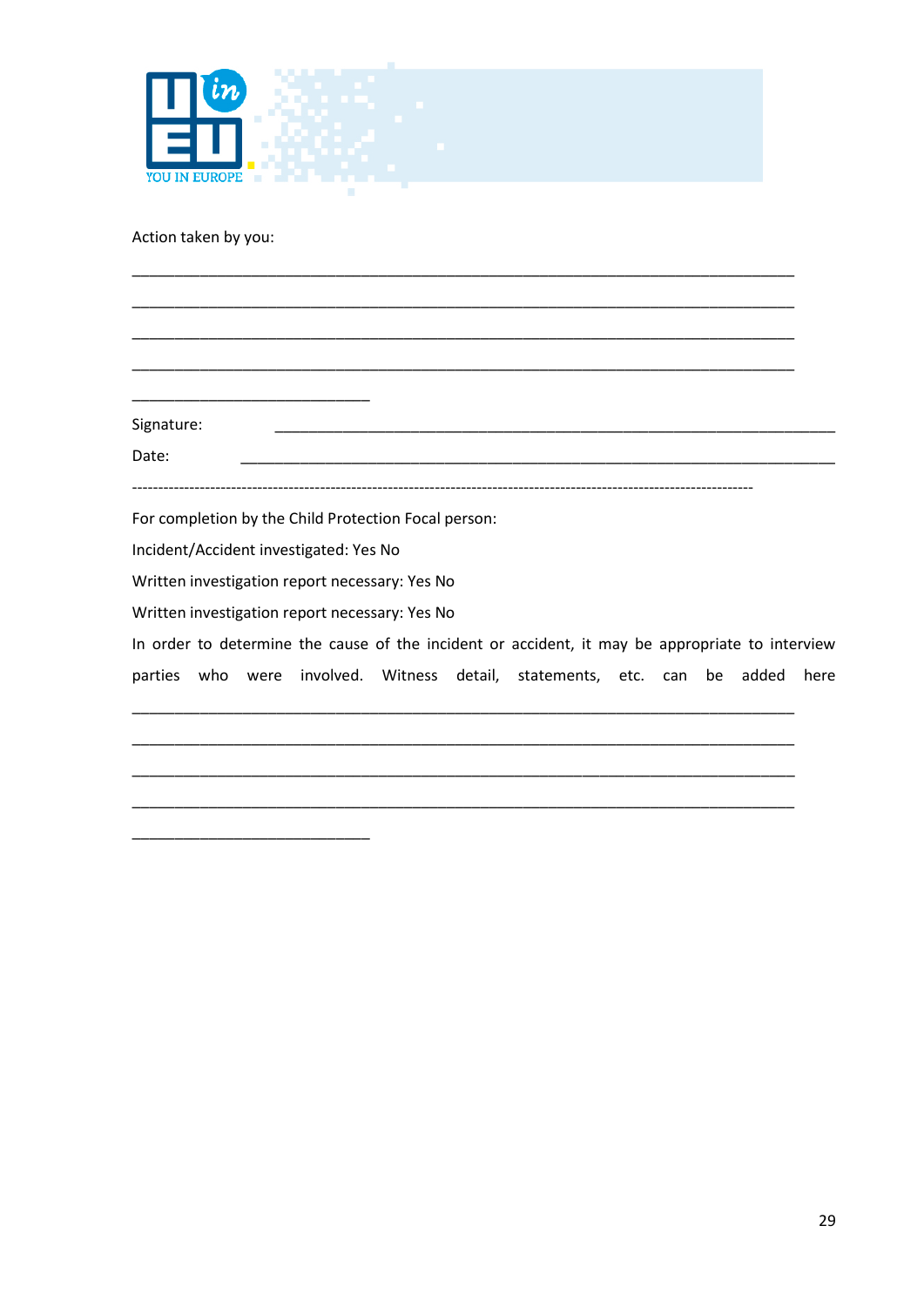Action taken by you:

\_\_\_\_\_\_\_\_\_\_\_\_\_\_\_\_\_\_\_\_\_\_\_\_\_\_\_\_\_\_\_\_\_\_\_\_\_\_\_\_\_\_\_\_\_\_\_\_\_\_\_\_\_\_\_\_\_\_\_\_\_\_\_\_\_\_\_\_\_\_\_\_\_\_\_\_\_\_

\_\_\_\_\_\_\_\_\_\_\_\_\_\_\_\_\_\_\_\_\_\_\_\_\_\_\_\_\_\_\_\_\_\_\_\_\_\_\_\_\_\_\_\_\_\_\_\_\_\_\_\_\_\_\_\_\_\_\_\_\_\_\_\_\_\_\_\_\_\_\_\_\_\_\_\_\_\_

\_\_\_\_\_\_\_\_\_\_\_\_\_\_\_\_\_\_\_\_\_\_\_\_\_\_\_\_\_\_\_\_\_\_\_\_\_\_\_\_\_\_\_\_\_\_\_\_\_\_\_\_\_\_\_\_\_\_\_\_\_\_\_\_\_\_\_\_\_\_\_\_\_\_\_\_\_\_

\_\_\_\_\_\_\_\_\_\_\_\_\_\_\_\_\_\_\_\_\_\_\_\_\_\_\_\_\_\_\_\_\_\_\_\_\_\_\_\_\_\_\_\_\_\_\_\_\_\_\_\_\_\_\_\_\_\_\_\_\_\_\_\_\_\_\_\_\_\_\_\_\_\_\_\_\_\_

\_\_\_\_\_\_\_\_\_\_\_\_\_\_\_\_\_\_\_\_\_\_\_\_\_\_\_\_

Signature: \_\_\_\_\_\_\_\_\_\_\_\_\_\_\_\_\_\_\_\_\_\_\_\_\_\_\_\_\_\_\_\_\_\_\_\_\_\_\_\_\_\_\_\_\_\_\_\_\_\_\_\_\_\_\_\_\_\_\_\_\_\_

Date: \_\_\_\_\_\_\_\_\_\_\_\_\_\_\_\_\_\_\_\_\_\_\_\_\_\_\_\_\_\_\_\_\_\_\_\_\_\_\_\_\_\_\_\_\_\_\_\_\_\_\_\_\_\_\_\_\_\_\_\_\_\_\_\_\_\_\_

-----------------------------------------------------------------------------------------------------------------

For completion by the Child Protection Focal person:

Incident/Accident investigated: Yes No

Written investigation report necessary: Yes No

Written investigation report necessary: Yes No

In order to determine the cause of the incident or accident, it may be appropriate to interview parties who were involved. Witness detail, statements, etc. can be added here

\_\_\_\_\_\_\_\_\_\_\_\_\_\_\_\_\_\_\_\_\_\_\_\_\_\_\_\_\_\_\_\_\_\_\_\_\_\_\_\_\_\_\_\_\_\_\_\_\_\_\_\_\_\_\_\_\_\_\_\_\_\_\_\_\_\_\_\_\_\_\_\_\_\_\_\_\_\_

\_\_\_\_\_\_\_\_\_\_\_\_\_\_\_\_\_\_\_\_\_\_\_\_\_\_\_\_\_\_\_\_\_\_\_\_\_\_\_\_\_\_\_\_\_\_\_\_\_\_\_\_\_\_\_\_\_\_\_\_\_\_\_\_\_\_\_\_\_\_\_\_\_\_\_\_\_\_

\_\_\_\_\_\_\_\_\_\_\_\_\_\_\_\_\_\_\_\_\_\_\_\_\_\_\_\_\_\_\_\_\_\_\_\_\_\_\_\_\_\_\_\_\_\_\_\_\_\_\_\_\_\_\_\_\_\_\_\_\_\_\_\_\_\_\_\_\_\_\_\_\_\_\_\_\_\_

\_\_\_\_\_\_\_\_\_\_\_\_\_\_\_\_\_\_\_\_\_\_\_\_\_\_\_\_\_\_\_\_\_\_\_\_\_\_\_\_\_\_\_\_\_\_\_\_\_\_\_\_\_\_\_\_\_\_\_\_\_\_\_\_\_\_\_\_\_\_\_\_\_\_\_\_\_\_

\_\_\_\_\_\_\_\_\_\_\_\_\_\_\_\_\_\_\_\_\_\_\_\_\_\_\_\_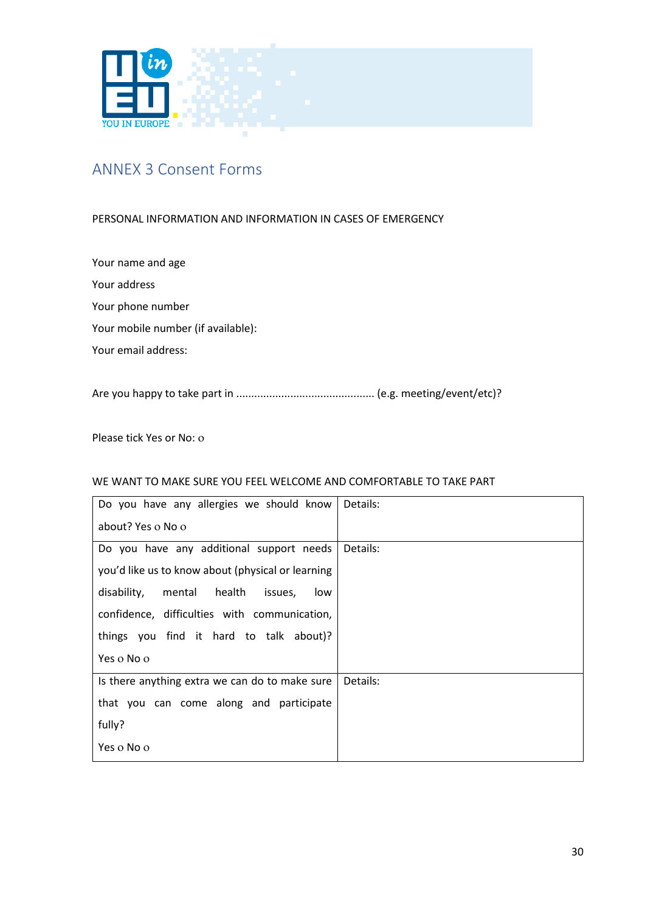# ANNEX 3 Consent Forms

PERSONAL INFORMATION AND INFORMATION IN CASES OF EMERGENCY

Your name and age

Your address

Your phone number

Your mobile number (if available):

Your email address:

Are you happy to take part in ............................................. (e.g. meeting/event/etc)?

Please tick Yes or No: o

WE WANT TO MAKE SURE YOU FEEL WELCOME AND COMFORTABLE TO TAKE PART

| | |
|---|---|
| Do you have any allergies we should know about? Yes o No o | Details: |
| Do you have any additional support needs you'd like us to know about (physical or learning disability, mental health issues, low confidence, difficulties with communication, things you find it hard to talk about)? Yes o No o | Details: |
| Is there anything extra we can do to make sure that you can come along and participate fully? Yes o No o | Details: |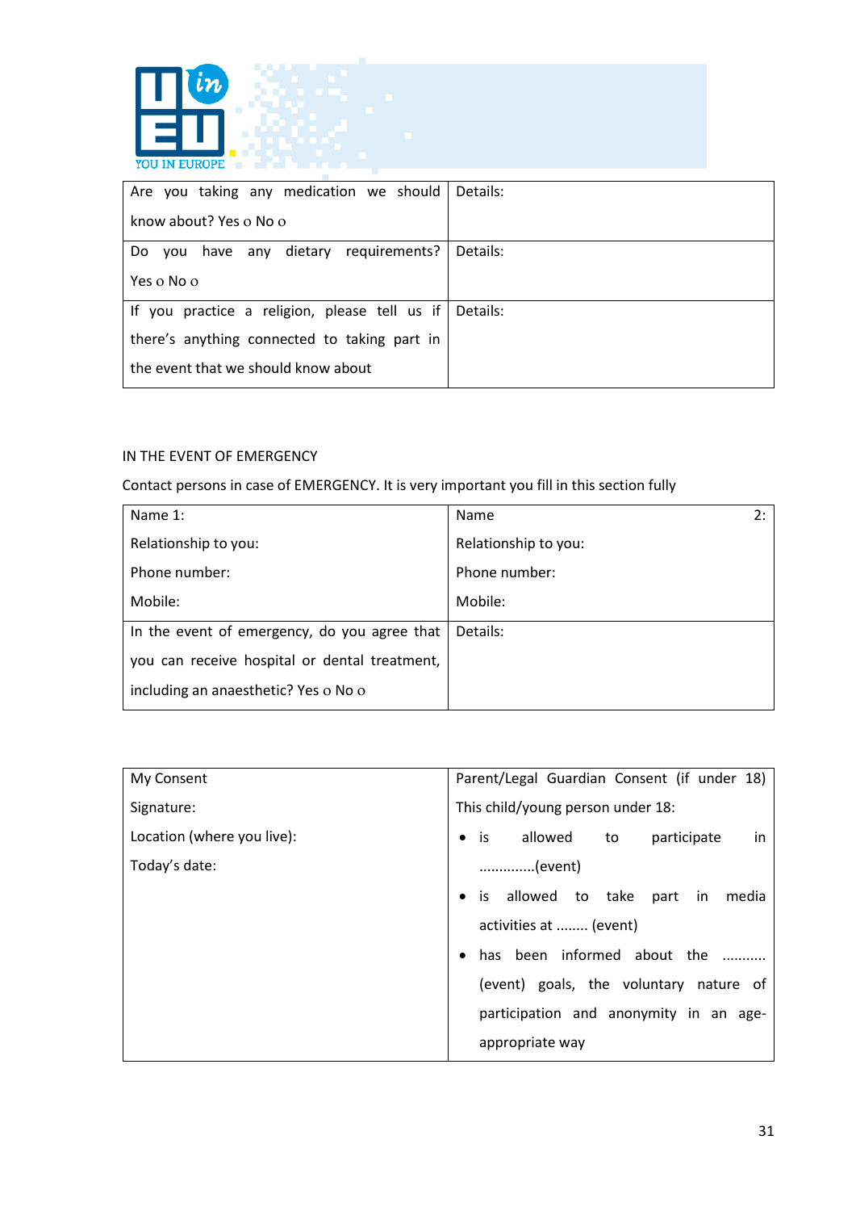| Are you taking any medication we should know about? Yes o No o | Details: |
|---|---|
| Do you have any dietary requirements? Yes o No o | Details: |
| If you practice a religion, please tell us if there's anything connected to taking part in the event that we should know about | Details: |

IN THE EVENT OF EMERGENCY

Contact persons in case of EMERGENCY. It is very important you fill in this section fully

| Name 1:<br>Relationship to you:<br>Phone number:<br>Mobile: | Name 2:<br>Relationship to you:<br>Phone number:<br>Mobile: |
|---|---|
| In the event of emergency, do you agree that you can receive hospital or dental treatment, including an anaesthetic? Yes o No o | Details: |

| My Consent<br>Signature:<br>Location (where you live):<br>Today's date: | Parent/Legal Guardian Consent (if under 18)<br>This child/young person under 18:<br>• is allowed to participate in .............(event)<br>• is allowed to take part in media activities at ........ (event)<br>• has been informed about the ........... (event) goals, the voluntary nature of participation and anonymity in an age-appropriate way |
|---|---|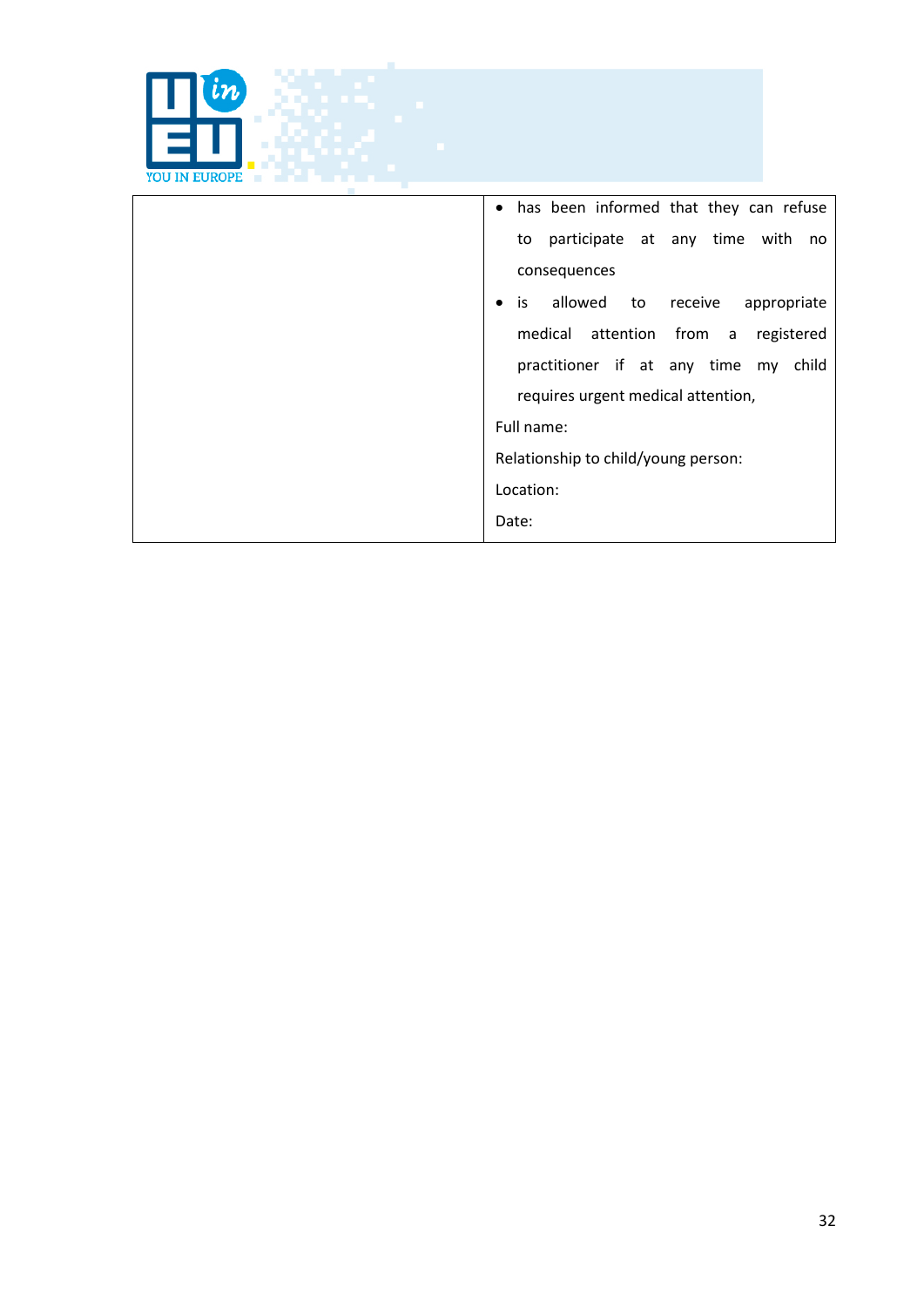| | • has been informed that they can refuse to participate at any time with no consequences<br>• is allowed to receive appropriate medical attention from a registered practitioner if at any time my child requires urgent medical attention,<br>Full name:<br>Relationship to child/young person:<br>Location:<br>Date: |
|---|---|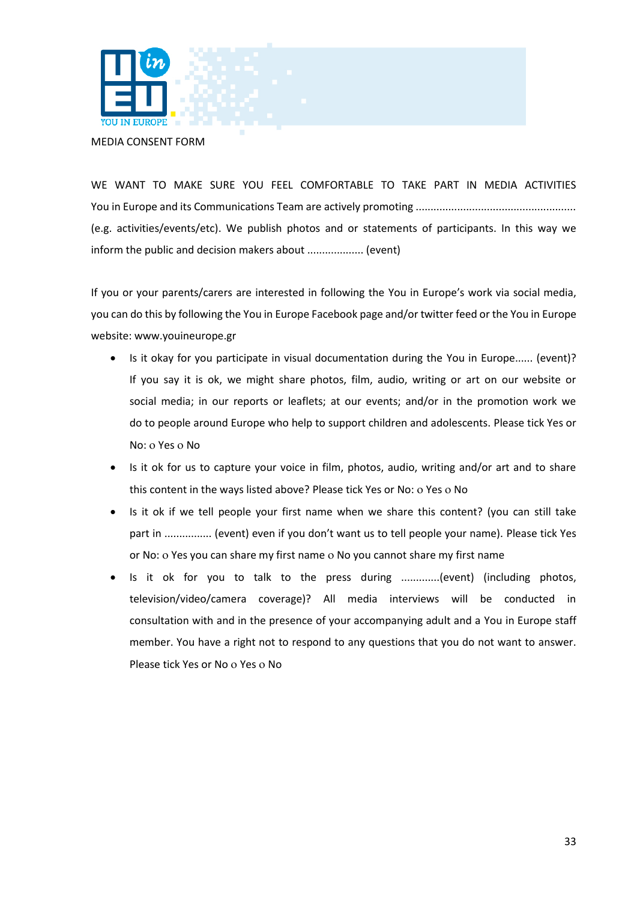YOU IN EUROPE

MEDIA CONSENT FORM

WE WANT TO MAKE SURE YOU FEEL COMFORTABLE TO TAKE PART IN MEDIA ACTIVITIES You in Europe and its Communications Team are actively promoting ..................................................... (e.g. activities/events/etc). We publish photos and or statements of participants. In this way we inform the public and decision makers about ................... (event)

If you or your parents/carers are interested in following the You in Europe's work via social media, you can do this by following the You in Europe Facebook page and/or twitter feed or the You in Europe website: www.youineurope.gr

- Is it okay for you participate in visual documentation during the You in Europe...... (event)? If you say it is ok, we might share photos, film, audio, writing or art on our website or social media; in our reports or leaflets; at our events; and/or in the promotion work we do to people around Europe who help to support children and adolescents. Please tick Yes or No: o Yes o No
- Is it ok for us to capture your voice in film, photos, audio, writing and/or art and to share this content in the ways listed above? Please tick Yes or No: o Yes o No
- Is it ok if we tell people your first name when we share this content? (you can still take part in ................ (event) even if you don't want us to tell people your name). Please tick Yes or No: o Yes you can share my first name o No you cannot share my first name
- Is it ok for you to talk to the press during .............(event) (including photos, television/video/camera coverage)? All media interviews will be conducted in consultation with and in the presence of your accompanying adult and a You in Europe staff member. You have a right not to respond to any questions that you do not want to answer. Please tick Yes or No o Yes o No